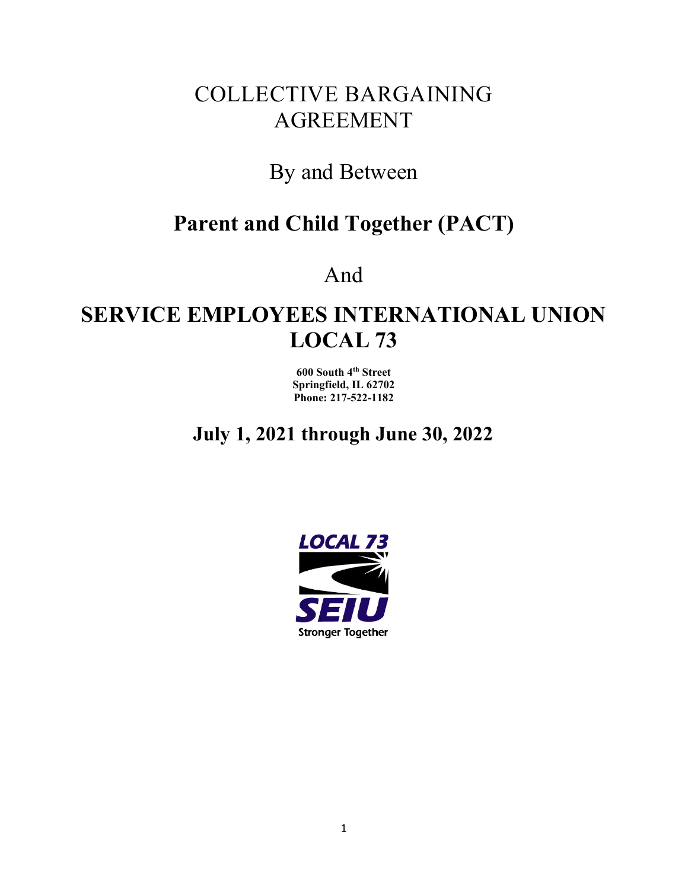# COLLECTIVE BARGAINING AGREEMENT

By and Between

## Parent and Child Together (PACT)

And

## SERVICE EMPLOYEES INTERNATIONAL UNION LOCAL 73

**600 South 4th Street**
**Springfield, IL 62702**
**Phone: 217-522-1182**

## July 1, 2021 through June 30, 2022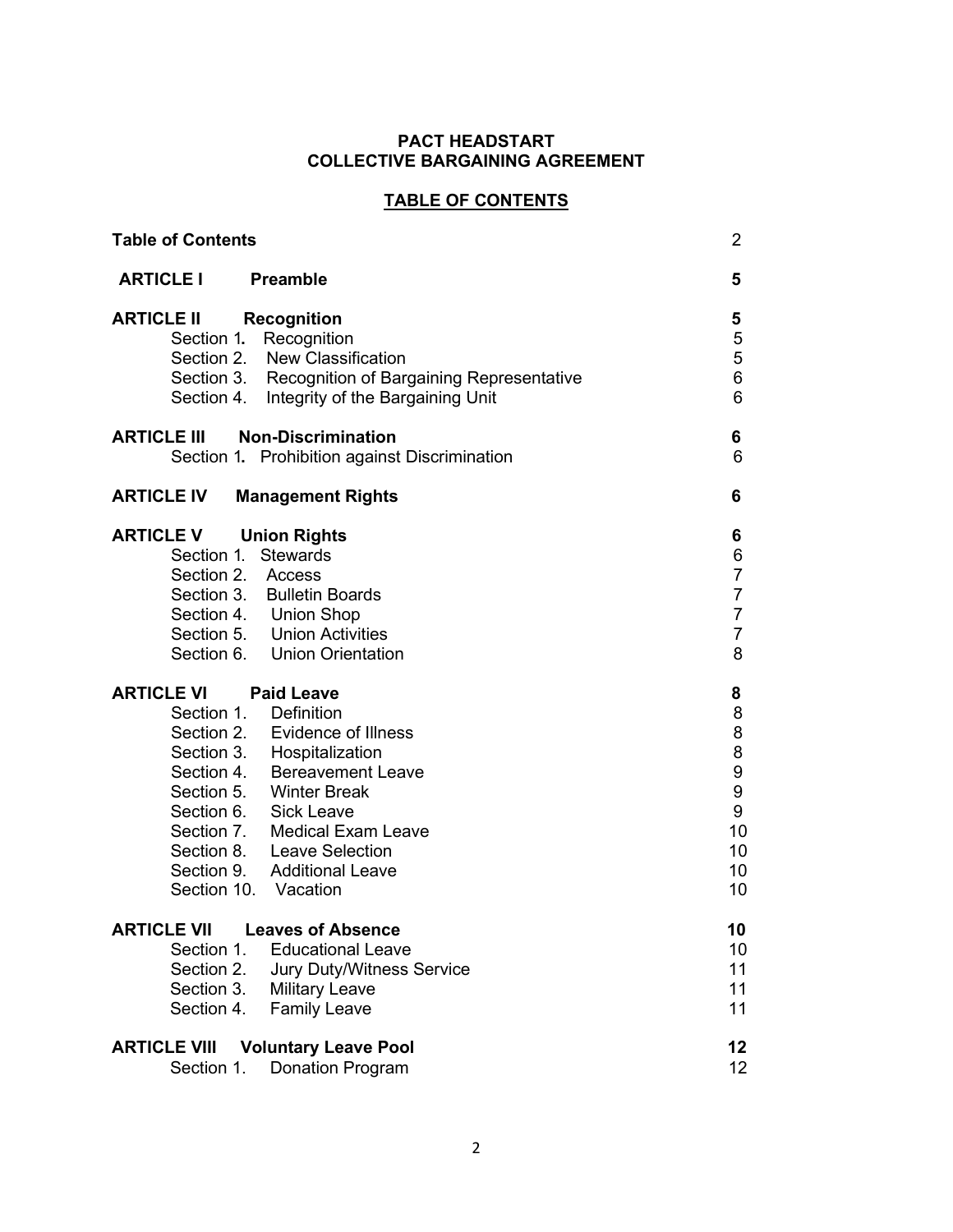**PACT HEADSTART**
**COLLECTIVE BARGAINING AGREEMENT**

**TABLE OF CONTENTS**

| | |
|---|---|
| **Table of Contents** | 2 |
| **ARTICLE I Preamble** | **5** |
| **ARTICLE II Recognition** | **5** |
| Section 1. Recognition | 5 |
| Section 2. New Classification | 5 |
| Section 3. Recognition of Bargaining Representative | 6 |
| Section 4. Integrity of the Bargaining Unit | 6 |
| **ARTICLE III Non-Discrimination** | **6** |
| Section 1. Prohibition against Discrimination | 6 |
| **ARTICLE IV Management Rights** | **6** |
| **ARTICLE V Union Rights** | **6** |
| Section 1. Stewards | 6 |
| Section 2. Access | 7 |
| Section 3. Bulletin Boards | 7 |
| Section 4. Union Shop | 7 |
| Section 5. Union Activities | 7 |
| Section 6. Union Orientation | 8 |
| **ARTICLE VI Paid Leave** | **8** |
| Section 1. Definition | 8 |
| Section 2. Evidence of Illness | 8 |
| Section 3. Hospitalization | 8 |
| Section 4. Bereavement Leave | 9 |
| Section 5. Winter Break | 9 |
| Section 6. Sick Leave | 9 |
| Section 7. Medical Exam Leave | 10 |
| Section 8. Leave Selection | 10 |
| Section 9. Additional Leave | 10 |
| Section 10. Vacation | 10 |
| **ARTICLE VII Leaves of Absence** | **10** |
| Section 1. Educational Leave | 10 |
| Section 2. Jury Duty/Witness Service | 11 |
| Section 3. Military Leave | 11 |
| Section 4. Family Leave | 11 |
| **ARTICLE VIII Voluntary Leave Pool** | **12** |
| Section 1. Donation Program | 12 |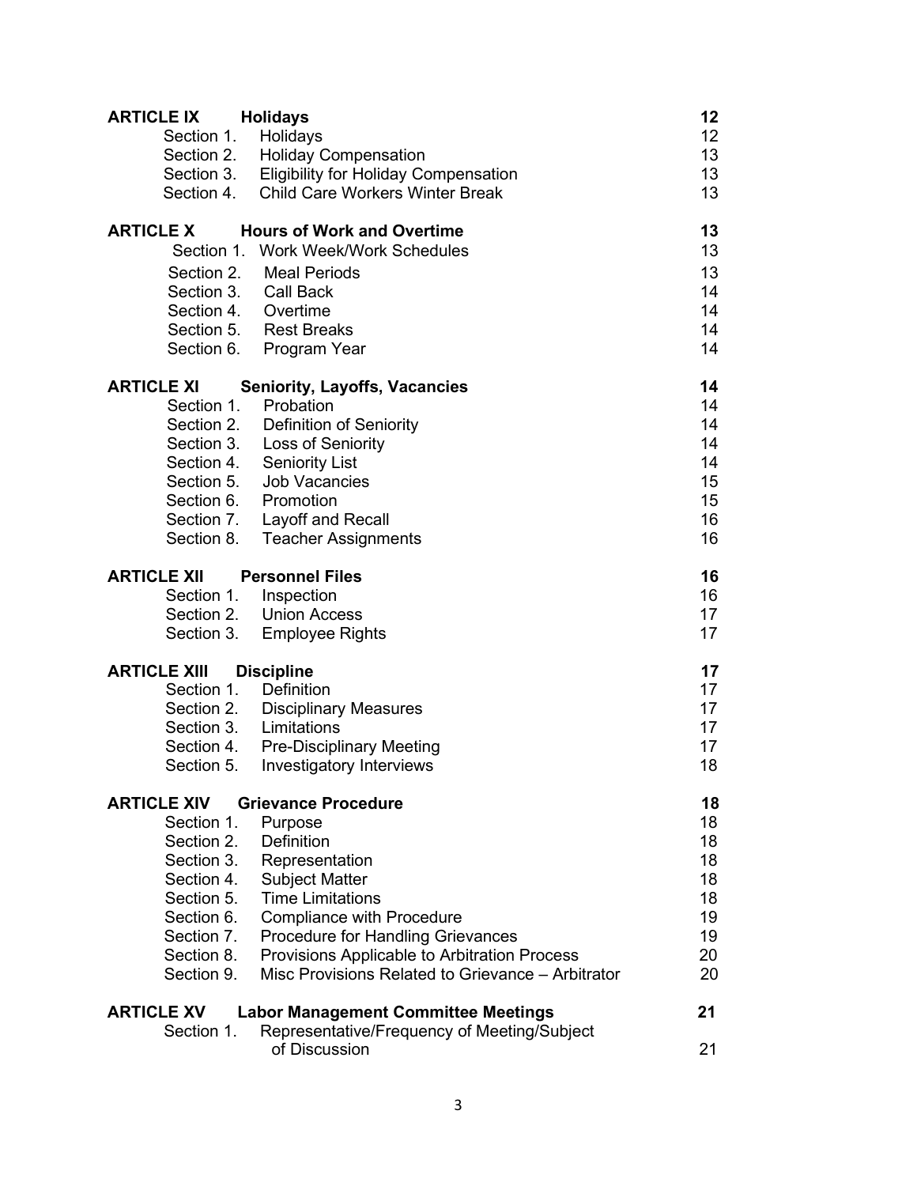| | | |
|---|---|---|
| **ARTICLE IX** | **Holidays** | **12** |
| Section 1. | Holidays | 12 |
| Section 2. | Holiday Compensation | 13 |
| Section 3. | Eligibility for Holiday Compensation | 13 |
| Section 4. | Child Care Workers Winter Break | 13 |
| **ARTICLE X** | **Hours of Work and Overtime** | **13** |
| Section 1. | Work Week/Work Schedules | 13 |
| Section 2. | Meal Periods | 13 |
| Section 3. | Call Back | 14 |
| Section 4. | Overtime | 14 |
| Section 5. | Rest Breaks | 14 |
| Section 6. | Program Year | 14 |
| **ARTICLE XI** | **Seniority, Layoffs, Vacancies** | **14** |
| Section 1. | Probation | 14 |
| Section 2. | Definition of Seniority | 14 |
| Section 3. | Loss of Seniority | 14 |
| Section 4. | Seniority List | 14 |
| Section 5. | Job Vacancies | 15 |
| Section 6. | Promotion | 15 |
| Section 7. | Layoff and Recall | 16 |
| Section 8. | Teacher Assignments | 16 |
| **ARTICLE XII** | **Personnel Files** | **16** |
| Section 1. | Inspection | 16 |
| Section 2. | Union Access | 17 |
| Section 3. | Employee Rights | 17 |
| **ARTICLE XIII** | **Discipline** | **17** |
| Section 1. | Definition | 17 |
| Section 2. | Disciplinary Measures | 17 |
| Section 3. | Limitations | 17 |
| Section 4. | Pre-Disciplinary Meeting | 17 |
| Section 5. | Investigatory Interviews | 18 |
| **ARTICLE XIV** | **Grievance Procedure** | **18** |
| Section 1. | Purpose | 18 |
| Section 2. | Definition | 18 |
| Section 3. | Representation | 18 |
| Section 4. | Subject Matter | 18 |
| Section 5. | Time Limitations | 18 |
| Section 6. | Compliance with Procedure | 19 |
| Section 7. | Procedure for Handling Grievances | 19 |
| Section 8. | Provisions Applicable to Arbitration Process | 20 |
| Section 9. | Misc Provisions Related to Grievance – Arbitrator | 20 |
| **ARTICLE XV** | **Labor Management Committee Meetings** | **21** |
| Section 1. | Representative/Frequency of Meeting/Subject of Discussion | 21 |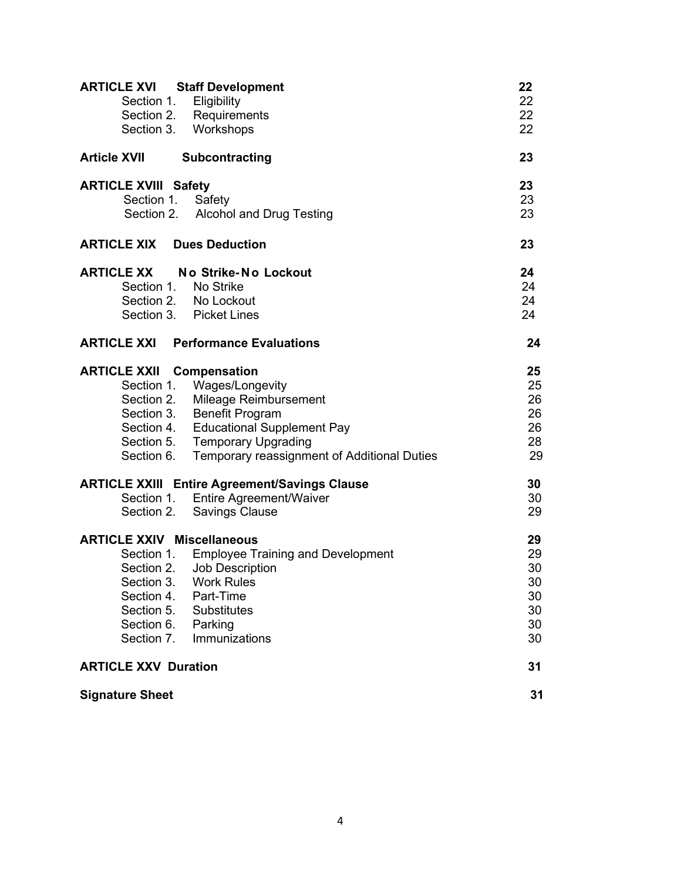| | | |
|---|---|---|
| **ARTICLE XVI** | **Staff Development** | **22** |
| Section 1. | Eligibility | 22 |
| Section 2. | Requirements | 22 |
| Section 3. | Workshops | 22 |
| **Article XVII** | **Subcontracting** | **23** |
| **ARTICLE XVIII** | **Safety** | **23** |
| Section 1. | Safety | 23 |
| Section 2. | Alcohol and Drug Testing | 23 |
| **ARTICLE XIX** | **Dues Deduction** | **23** |
| **ARTICLE XX** | **No Strike-No Lockout** | **24** |
| Section 1. | No Strike | 24 |
| Section 2. | No Lockout | 24 |
| Section 3. | Picket Lines | 24 |
| **ARTICLE XXI** | **Performance Evaluations** | **24** |
| **ARTICLE XXII** | **Compensation** | **25** |
| Section 1. | Wages/Longevity | 25 |
| Section 2. | Mileage Reimbursement | 26 |
| Section 3. | Benefit Program | 26 |
| Section 4. | Educational Supplement Pay | 26 |
| Section 5. | Temporary Upgrading | 28 |
| Section 6. | Temporary reassignment of Additional Duties | 29 |
| **ARTICLE XXIII** | **Entire Agreement/Savings Clause** | **30** |
| Section 1. | Entire Agreement/Waiver | 30 |
| Section 2. | Savings Clause | 29 |
| **ARTICLE XXIV** | **Miscellaneous** | **29** |
| Section 1. | Employee Training and Development | 29 |
| Section 2. | Job Description | 30 |
| Section 3. | Work Rules | 30 |
| Section 4. | Part-Time | 30 |
| Section 5. | Substitutes | 30 |
| Section 6. | Parking | 30 |
| Section 7. | Immunizations | 30 |
| **ARTICLE XXV** | **Duration** | **31** |
| **Signature Sheet** | | **31** |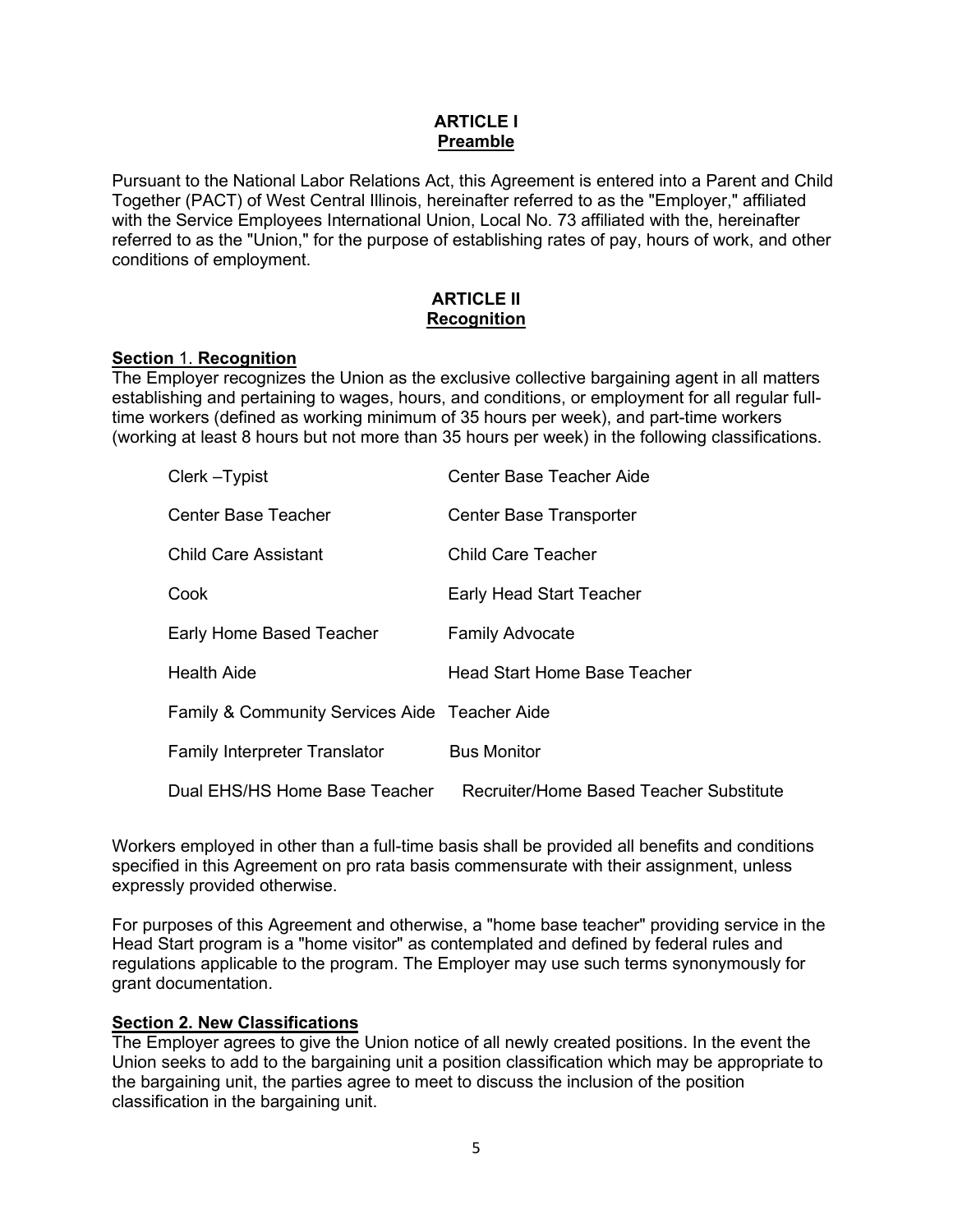# ARTICLE I
## Preamble

Pursuant to the National Labor Relations Act, this Agreement is entered into a Parent and Child Together (PACT) of West Central Illinois, hereinafter referred to as the "Employer," affiliated with the Service Employees International Union, Local No. 73 affiliated with the, hereinafter referred to as the "Union," for the purpose of establishing rates of pay, hours of work, and other conditions of employment.

# ARTICLE II
## Recognition

### Section 1. Recognition

The Employer recognizes the Union as the exclusive collective bargaining agent in all matters establishing and pertaining to wages, hours, and conditions, or employment for all regular full-time workers (defined as working minimum of 35 hours per week), and part-time workers (working at least 8 hours but not more than 35 hours per week) in the following classifications.

| | |
|---|---|
| Clerk –Typist | Center Base Teacher Aide |
| Center Base Teacher | Center Base Transporter |
| Child Care Assistant | Child Care Teacher |
| Cook | Early Head Start Teacher |
| Early Home Based Teacher | Family Advocate |
| Health Aide | Head Start Home Base Teacher |
| Family & Community Services Aide | Teacher Aide |
| Family Interpreter Translator | Bus Monitor |
| Dual EHS/HS Home Base Teacher | Recruiter/Home Based Teacher Substitute |

Workers employed in other than a full-time basis shall be provided all benefits and conditions specified in this Agreement on pro rata basis commensurate with their assignment, unless expressly provided otherwise.

For purposes of this Agreement and otherwise, a "home base teacher" providing service in the Head Start program is a "home visitor" as contemplated and defined by federal rules and regulations applicable to the program. The Employer may use such terms synonymously for grant documentation.

### Section 2. New Classifications

The Employer agrees to give the Union notice of all newly created positions. In the event the Union seeks to add to the bargaining unit a position classification which may be appropriate to the bargaining unit, the parties agree to meet to discuss the inclusion of the position classification in the bargaining unit.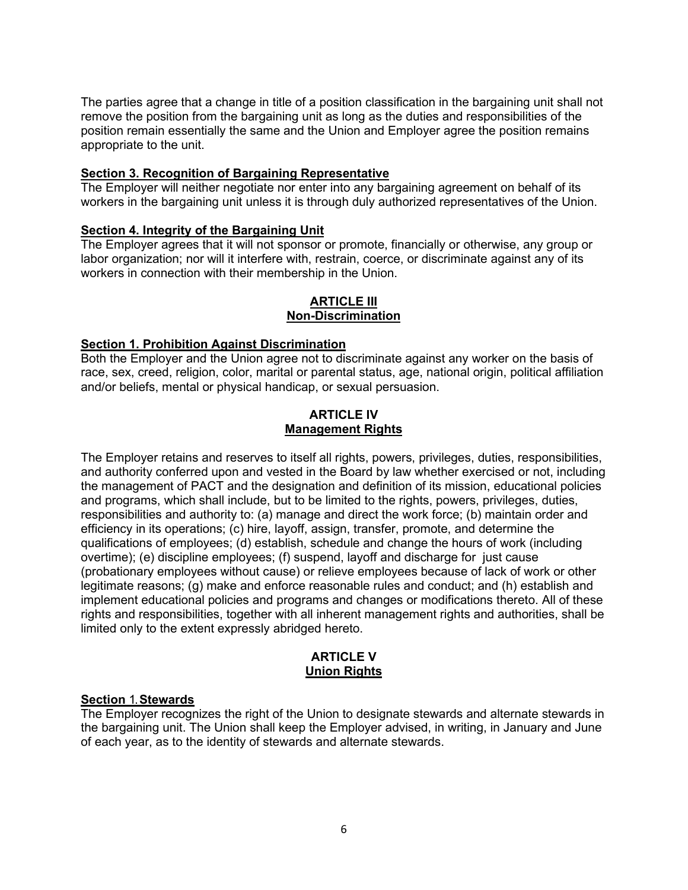The parties agree that a change in title of a position classification in the bargaining unit shall not remove the position from the bargaining unit as long as the duties and responsibilities of the position remain essentially the same and the Union and Employer agree the position remains appropriate to the unit.

**Section 3. Recognition of Bargaining Representative**

The Employer will neither negotiate nor enter into any bargaining agreement on behalf of its workers in the bargaining unit unless it is through duly authorized representatives of the Union.

**Section 4. Integrity of the Bargaining Unit**

The Employer agrees that it will not sponsor or promote, financially or otherwise, any group or labor organization; nor will it interfere with, restrain, coerce, or discriminate against any of its workers in connection with their membership in the Union.

## ARTICLE III
## Non-Discrimination

**Section 1. Prohibition Against Discrimination**

Both the Employer and the Union agree not to discriminate against any worker on the basis of race, sex, creed, religion, color, marital or parental status, age, national origin, political affiliation and/or beliefs, mental or physical handicap, or sexual persuasion.

## ARTICLE IV
## Management Rights

The Employer retains and reserves to itself all rights, powers, privileges, duties, responsibilities, and authority conferred upon and vested in the Board by law whether exercised or not, including the management of PACT and the designation and definition of its mission, educational policies and programs, which shall include, but to be limited to the rights, powers, privileges, duties, responsibilities and authority to: (a) manage and direct the work force; (b) maintain order and efficiency in its operations; (c) hire, layoff, assign, transfer, promote, and determine the qualifications of employees; (d) establish, schedule and change the hours of work (including overtime); (e) discipline employees; (f) suspend, layoff and discharge for just cause (probationary employees without cause) or relieve employees because of lack of work or other legitimate reasons; (g) make and enforce reasonable rules and conduct; and (h) establish and implement educational policies and programs and changes or modifications thereto. All of these rights and responsibilities, together with all inherent management rights and authorities, shall be limited only to the extent expressly abridged hereto.

## ARTICLE V
## Union Rights

**Section 1. Stewards**

The Employer recognizes the right of the Union to designate stewards and alternate stewards in the bargaining unit. The Union shall keep the Employer advised, in writing, in January and June of each year, as to the identity of stewards and alternate stewards.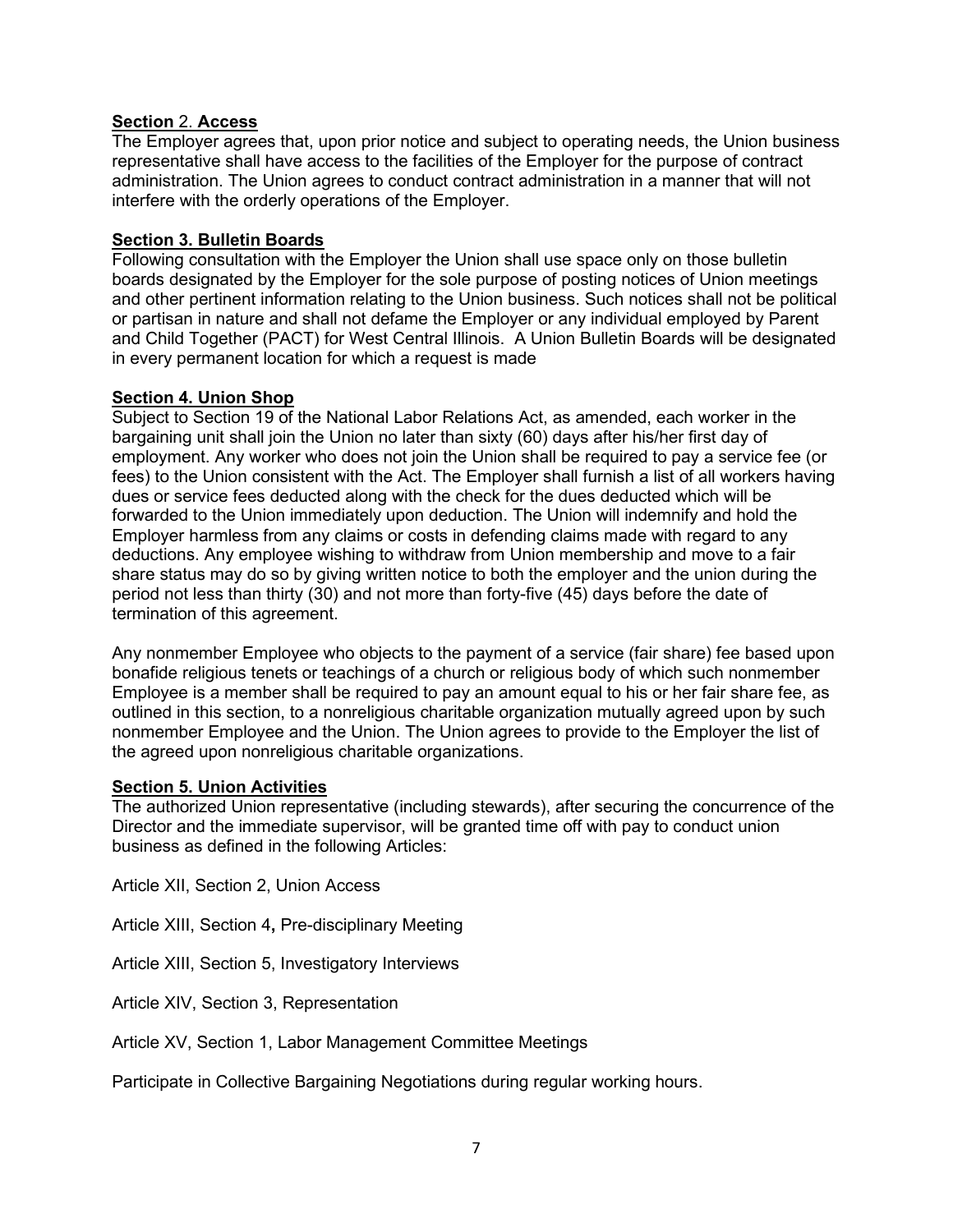**<u>Section</u> <u>2.</u> <u>Access</u>**
The Employer agrees that, upon prior notice and subject to operating needs, the Union business representative shall have access to the facilities of the Employer for the purpose of contract administration. The Union agrees to conduct contract administration in a manner that will not interfere with the orderly operations of the Employer.

**<u>Section 3. Bulletin Boards</u>**
Following consultation with the Employer the Union shall use space only on those bulletin boards designated by the Employer for the sole purpose of posting notices of Union meetings and other pertinent information relating to the Union business. Such notices shall not be political or partisan in nature and shall not defame the Employer or any individual employed by Parent and Child Together (PACT) for West Central Illinois. A Union Bulletin Boards will be designated in every permanent location for which a request is made

**<u>Section 4. Union Shop</u>**
Subject to Section 19 of the National Labor Relations Act, as amended, each worker in the bargaining unit shall join the Union no later than sixty (60) days after his/her first day of employment. Any worker who does not join the Union shall be required to pay a service fee (or fees) to the Union consistent with the Act. The Employer shall furnish a list of all workers having dues or service fees deducted along with the check for the dues deducted which will be forwarded to the Union immediately upon deduction. The Union will indemnify and hold the Employer harmless from any claims or costs in defending claims made with regard to any deductions. Any employee wishing to withdraw from Union membership and move to a fair share status may do so by giving written notice to both the employer and the union during the period not less than thirty (30) and not more than forty-five (45) days before the date of termination of this agreement.

Any nonmember Employee who objects to the payment of a service (fair share) fee based upon bonafide religious tenets or teachings of a church or religious body of which such nonmember Employee is a member shall be required to pay an amount equal to his or her fair share fee, as outlined in this section, to a nonreligious charitable organization mutually agreed upon by such nonmember Employee and the Union. The Union agrees to provide to the Employer the list of the agreed upon nonreligious charitable organizations.

**<u>Section 5. Union Activities</u>**
The authorized Union representative (including stewards), after securing the concurrence of the Director and the immediate supervisor, will be granted time off with pay to conduct union business as defined in the following Articles:

Article XII, Section 2, Union Access

Article XIII, Section 4**,** Pre-disciplinary Meeting

Article XIII, Section 5, Investigatory Interviews

Article XIV, Section 3, Representation

Article XV, Section 1, Labor Management Committee Meetings

Participate in Collective Bargaining Negotiations during regular working hours.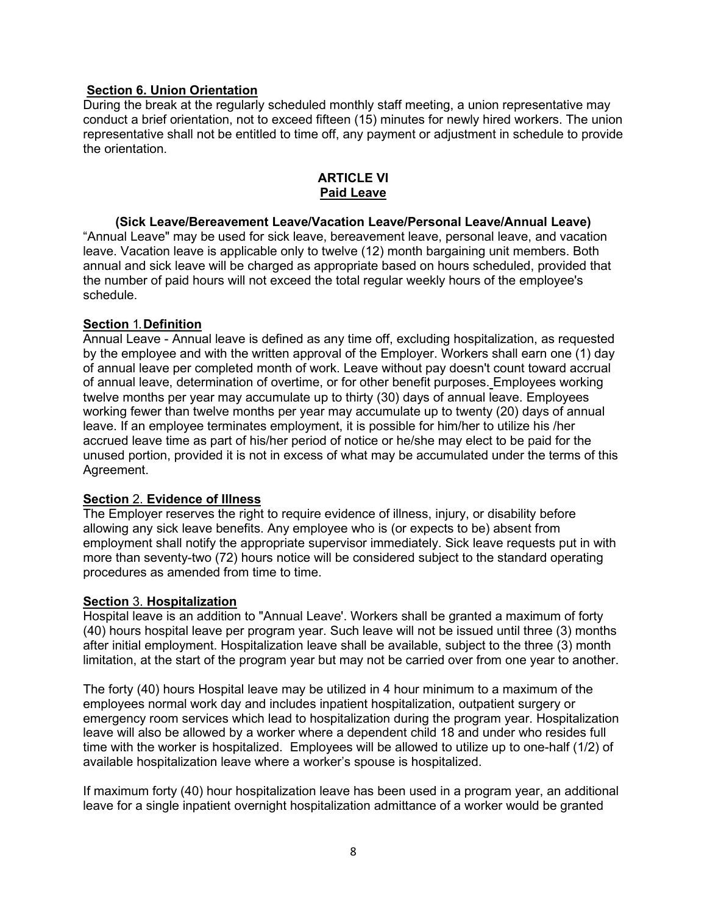**Section 6. Union Orientation**

During the break at the regularly scheduled monthly staff meeting, a union representative may conduct a brief orientation, not to exceed fifteen (15) minutes for newly hired workers. The union representative shall not be entitled to time off, any payment or adjustment in schedule to provide the orientation.

## ARTICLE VI
## Paid Leave

**(Sick Leave/Bereavement Leave/Vacation Leave/Personal Leave/Annual Leave)**

"Annual Leave" may be used for sick leave, bereavement leave, personal leave, and vacation leave. Vacation leave is applicable only to twelve (12) month bargaining unit members. Both annual and sick leave will be charged as appropriate based on hours scheduled, provided that the number of paid hours will not exceed the total regular weekly hours of the employee's schedule.

**Section 1. Definition**

Annual Leave - Annual leave is defined as any time off, excluding hospitalization, as requested by the employee and with the written approval of the Employer. Workers shall earn one (1) day of annual leave per completed month of work. Leave without pay doesn't count toward accrual of annual leave, determination of overtime, or for other benefit purposes. Employees working twelve months per year may accumulate up to thirty (30) days of annual leave. Employees working fewer than twelve months per year may accumulate up to twenty (20) days of annual leave. If an employee terminates employment, it is possible for him/her to utilize his /her accrued leave time as part of his/her period of notice or he/she may elect to be paid for the unused portion, provided it is not in excess of what may be accumulated under the terms of this Agreement.

**Section 2. Evidence of Illness**

The Employer reserves the right to require evidence of illness, injury, or disability before allowing any sick leave benefits. Any employee who is (or expects to be) absent from employment shall notify the appropriate supervisor immediately. Sick leave requests put in with more than seventy-two (72) hours notice will be considered subject to the standard operating procedures as amended from time to time.

**Section 3. Hospitalization**

Hospital leave is an addition to "Annual Leave'. Workers shall be granted a maximum of forty (40) hours hospital leave per program year. Such leave will not be issued until three (3) months after initial employment. Hospitalization leave shall be available, subject to the three (3) month limitation, at the start of the program year but may not be carried over from one year to another.

The forty (40) hours Hospital leave may be utilized in 4 hour minimum to a maximum of the employees normal work day and includes inpatient hospitalization, outpatient surgery or emergency room services which lead to hospitalization during the program year. Hospitalization leave will also be allowed by a worker where a dependent child 18 and under who resides full time with the worker is hospitalized. Employees will be allowed to utilize up to one-half (1/2) of available hospitalization leave where a worker's spouse is hospitalized.

If maximum forty (40) hour hospitalization leave has been used in a program year, an additional leave for a single inpatient overnight hospitalization admittance of a worker would be granted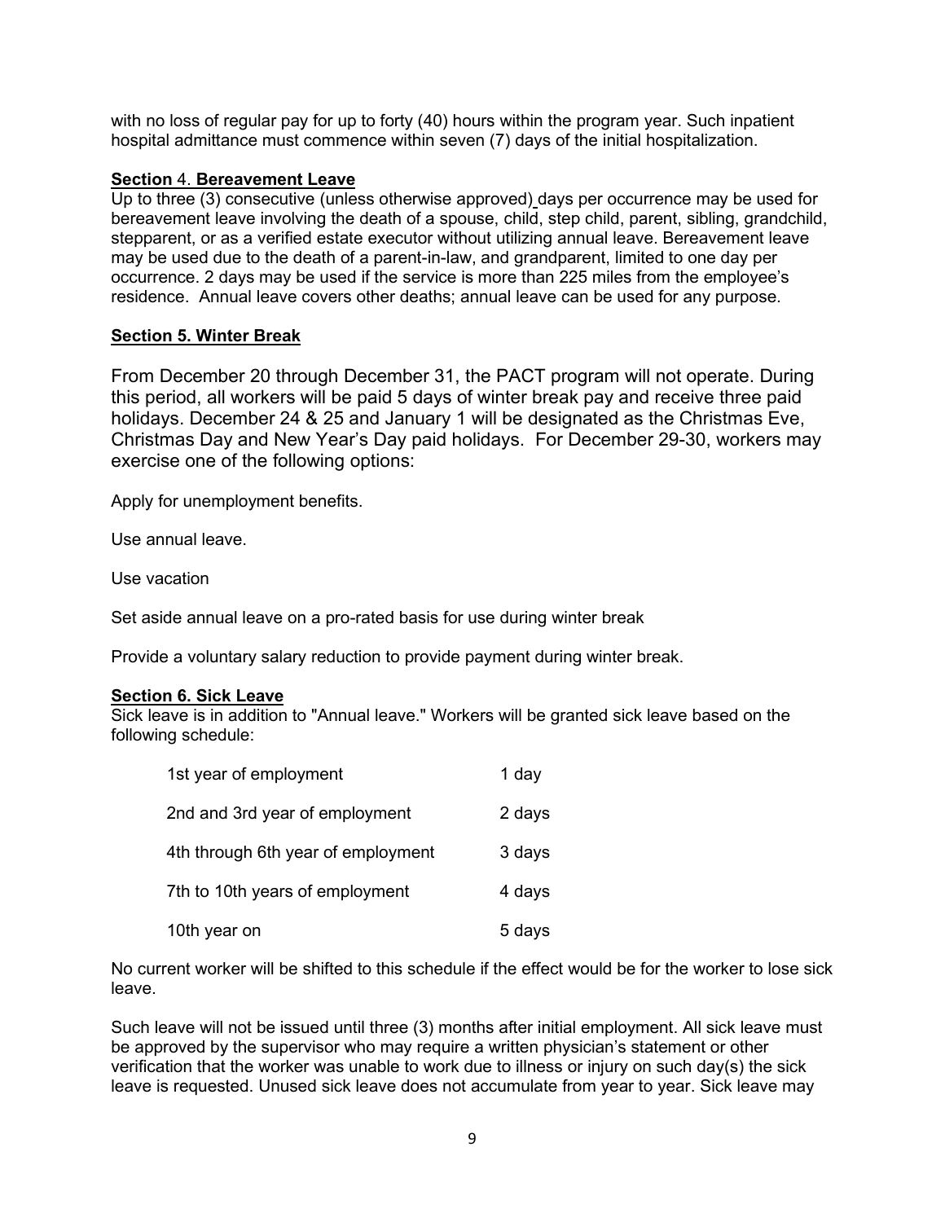with no loss of regular pay for up to forty (40) hours within the program year. Such inpatient hospital admittance must commence within seven (7) days of the initial hospitalization.

**Section 4. Bereavement Leave**

Up to three (3) consecutive (unless otherwise approved) days per occurrence may be used for bereavement leave involving the death of a spouse, child, step child, parent, sibling, grandchild, stepparent, or as a verified estate executor without utilizing annual leave. Bereavement leave may be used due to the death of a parent-in-law, and grandparent, limited to one day per occurrence. 2 days may be used if the service is more than 225 miles from the employee's residence. Annual leave covers other deaths; annual leave can be used for any purpose.

**Section 5. Winter Break**

From December 20 through December 31, the PACT program will not operate. During this period, all workers will be paid 5 days of winter break pay and receive three paid holidays. December 24 & 25 and January 1 will be designated as the Christmas Eve, Christmas Day and New Year's Day paid holidays. For December 29-30, workers may exercise one of the following options:

Apply for unemployment benefits.

Use annual leave.

Use vacation

Set aside annual leave on a pro-rated basis for use during winter break

Provide a voluntary salary reduction to provide payment during winter break.

**Section 6. Sick Leave**

Sick leave is in addition to "Annual leave." Workers will be granted sick leave based on the following schedule:

| | |
|---|---|
| 1st year of employment | 1 day |
| 2nd and 3rd year of employment | 2 days |
| 4th through 6th year of employment | 3 days |
| 7th to 10th years of employment | 4 days |
| 10th year on | 5 days |

No current worker will be shifted to this schedule if the effect would be for the worker to lose sick leave.

Such leave will not be issued until three (3) months after initial employment. All sick leave must be approved by the supervisor who may require a written physician's statement or other verification that the worker was unable to work due to illness or injury on such day(s) the sick leave is requested. Unused sick leave does not accumulate from year to year. Sick leave may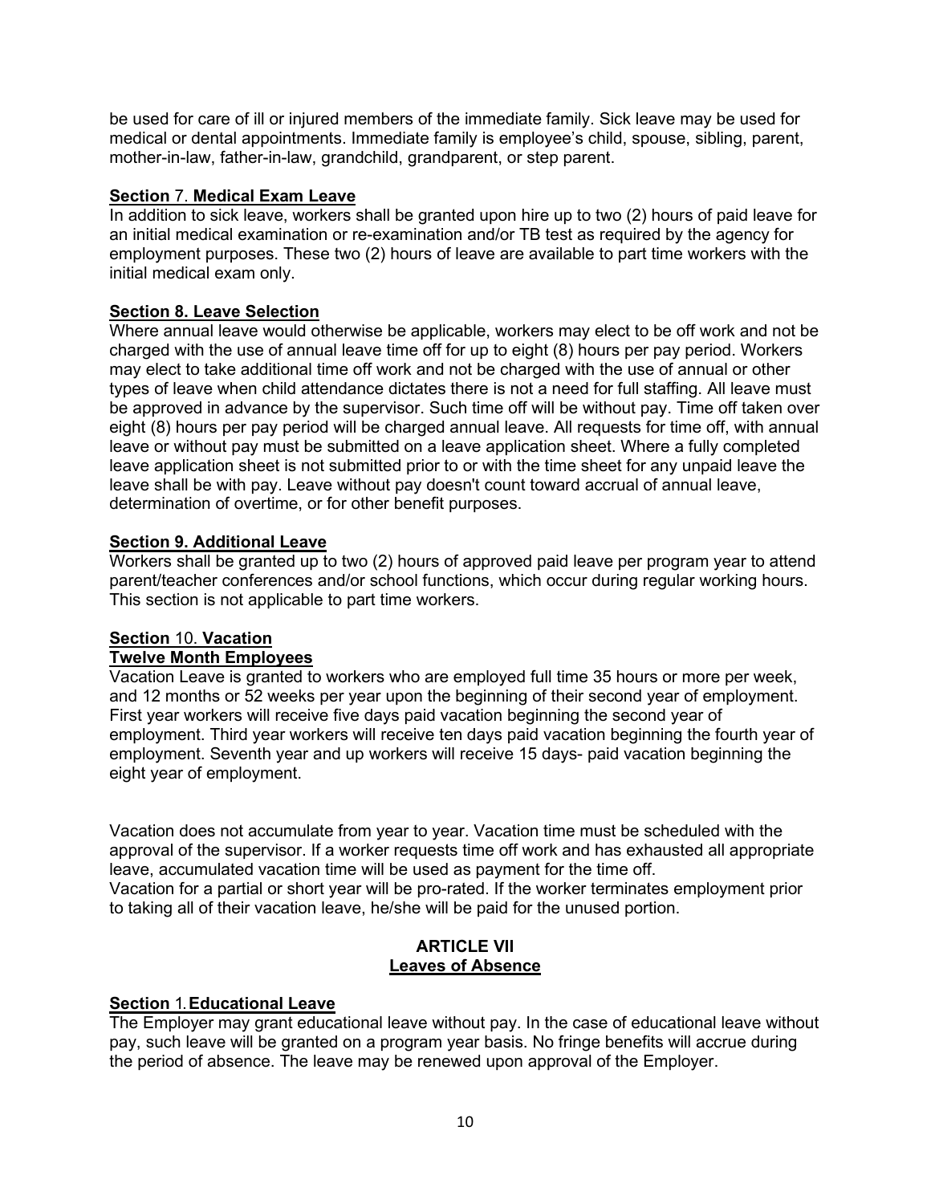be used for care of ill or injured members of the immediate family. Sick leave may be used for medical or dental appointments. Immediate family is employee's child, spouse, sibling, parent, mother-in-law, father-in-law, grandchild, grandparent, or step parent.

**Section 7. Medical Exam Leave**

In addition to sick leave, workers shall be granted upon hire up to two (2) hours of paid leave for an initial medical examination or re-examination and/or TB test as required by the agency for employment purposes. These two (2) hours of leave are available to part time workers with the initial medical exam only.

**Section 8. Leave Selection**

Where annual leave would otherwise be applicable, workers may elect to be off work and not be charged with the use of annual leave time off for up to eight (8) hours per pay period. Workers may elect to take additional time off work and not be charged with the use of annual or other types of leave when child attendance dictates there is not a need for full staffing. All leave must be approved in advance by the supervisor. Such time off will be without pay. Time off taken over eight (8) hours per pay period will be charged annual leave. All requests for time off, with annual leave or without pay must be submitted on a leave application sheet. Where a fully completed leave application sheet is not submitted prior to or with the time sheet for any unpaid leave the leave shall be with pay. Leave without pay doesn't count toward accrual of annual leave, determination of overtime, or for other benefit purposes.

**Section 9. Additional Leave**

Workers shall be granted up to two (2) hours of approved paid leave per program year to attend parent/teacher conferences and/or school functions, which occur during regular working hours. This section is not applicable to part time workers.

**Section 10. Vacation**

**Twelve Month Employees**

Vacation Leave is granted to workers who are employed full time 35 hours or more per week, and 12 months or 52 weeks per year upon the beginning of their second year of employment. First year workers will receive five days paid vacation beginning the second year of employment. Third year workers will receive ten days paid vacation beginning the fourth year of employment. Seventh year and up workers will receive 15 days- paid vacation beginning the eight year of employment.

Vacation does not accumulate from year to year. Vacation time must be scheduled with the approval of the supervisor. If a worker requests time off work and has exhausted all appropriate leave, accumulated vacation time will be used as payment for the time off.
Vacation for a partial or short year will be pro-rated. If the worker terminates employment prior to taking all of their vacation leave, he/she will be paid for the unused portion.

## ARTICLE VII
## Leaves of Absence

**Section 1. Educational Leave**

The Employer may grant educational leave without pay. In the case of educational leave without pay, such leave will be granted on a program year basis. No fringe benefits will accrue during the period of absence. The leave may be renewed upon approval of the Employer.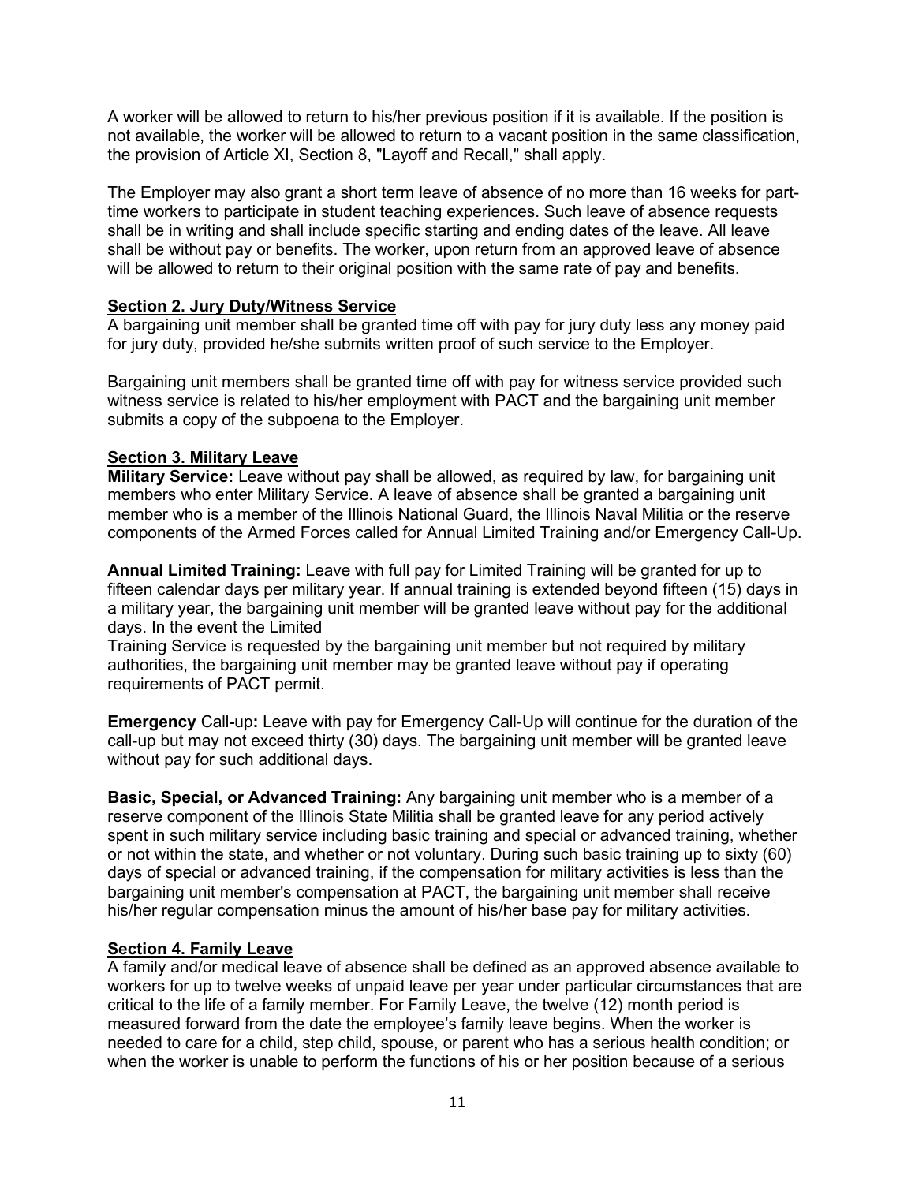A worker will be allowed to return to his/her previous position if it is available. If the position is not available, the worker will be allowed to return to a vacant position in the same classification, the provision of Article XI, Section 8, "Layoff and Recall," shall apply.

The Employer may also grant a short term leave of absence of no more than 16 weeks for part-time workers to participate in student teaching experiences. Such leave of absence requests shall be in writing and shall include specific starting and ending dates of the leave. All leave shall be without pay or benefits. The worker, upon return from an approved leave of absence will be allowed to return to their original position with the same rate of pay and benefits.

**Section 2. Jury Duty/Witness Service**

A bargaining unit member shall be granted time off with pay for jury duty less any money paid for jury duty, provided he/she submits written proof of such service to the Employer.

Bargaining unit members shall be granted time off with pay for witness service provided such witness service is related to his/her employment with PACT and the bargaining unit member submits a copy of the subpoena to the Employer.

**Section 3. Military Leave**

**Military Service:** Leave without pay shall be allowed, as required by law, for bargaining unit members who enter Military Service. A leave of absence shall be granted a bargaining unit member who is a member of the Illinois National Guard, the Illinois Naval Militia or the reserve components of the Armed Forces called for Annual Limited Training and/or Emergency Call-Up.

**Annual Limited Training:** Leave with full pay for Limited Training will be granted for up to fifteen calendar days per military year. If annual training is extended beyond fifteen (15) days in a military year, the bargaining unit member will be granted leave without pay for the additional days. In the event the Limited Training Service is requested by the bargaining unit member but not required by military authorities, the bargaining unit member may be granted leave without pay if operating requirements of PACT permit.

**Emergency** Call-up**:** Leave with pay for Emergency Call-Up will continue for the duration of the call-up but may not exceed thirty (30) days. The bargaining unit member will be granted leave without pay for such additional days.

**Basic, Special, or Advanced Training:** Any bargaining unit member who is a member of a reserve component of the Illinois State Militia shall be granted leave for any period actively spent in such military service including basic training and special or advanced training, whether or not within the state, and whether or not voluntary. During such basic training up to sixty (60) days of special or advanced training, if the compensation for military activities is less than the bargaining unit member's compensation at PACT, the bargaining unit member shall receive his/her regular compensation minus the amount of his/her base pay for military activities.

**Section 4. Family Leave**

A family and/or medical leave of absence shall be defined as an approved absence available to workers for up to twelve weeks of unpaid leave per year under particular circumstances that are critical to the life of a family member. For Family Leave, the twelve (12) month period is measured forward from the date the employee's family leave begins. When the worker is needed to care for a child, step child, spouse, or parent who has a serious health condition; or when the worker is unable to perform the functions of his or her position because of a serious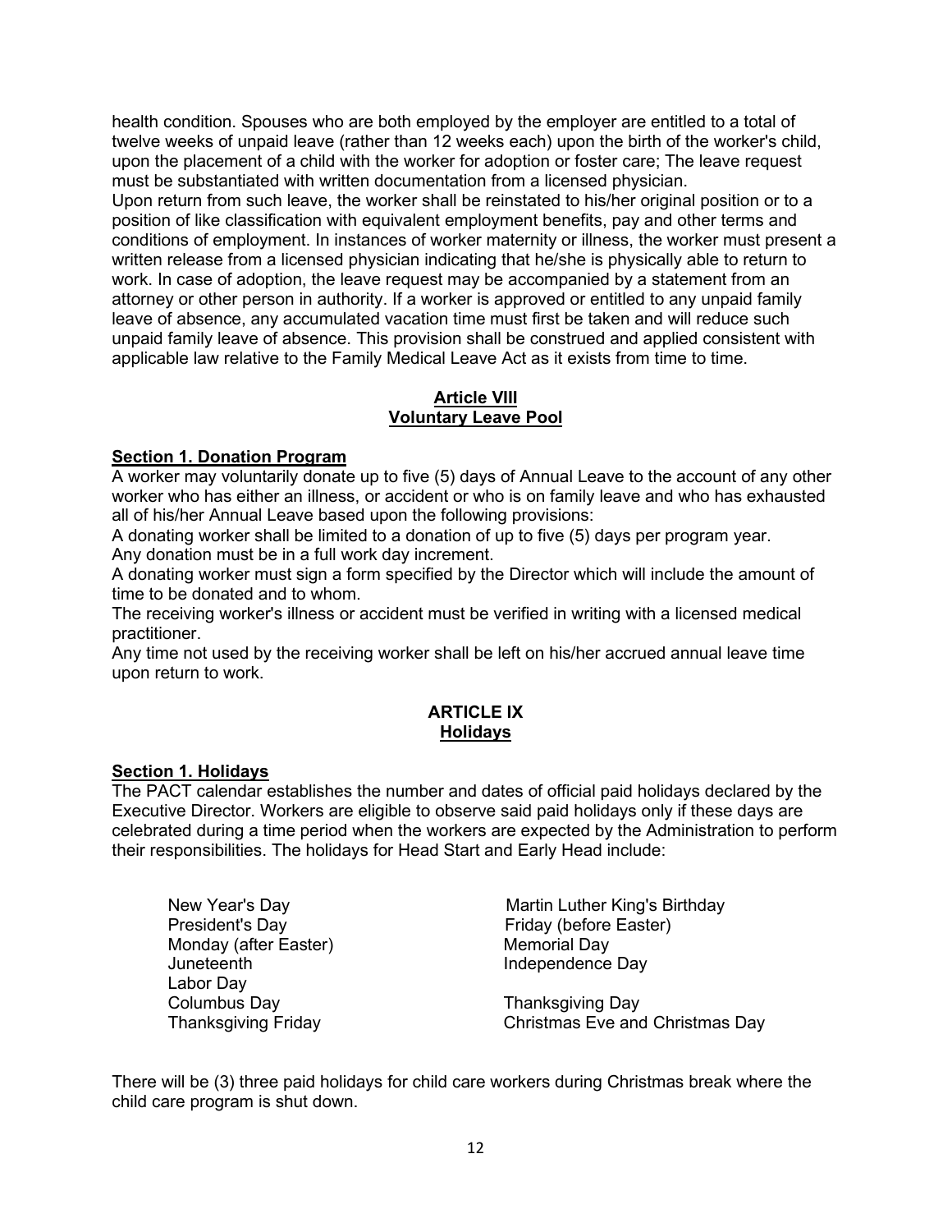health condition. Spouses who are both employed by the employer are entitled to a total of twelve weeks of unpaid leave (rather than 12 weeks each) upon the birth of the worker's child, upon the placement of a child with the worker for adoption or foster care; The leave request must be substantiated with written documentation from a licensed physician.

Upon return from such leave, the worker shall be reinstated to his/her original position or to a position of like classification with equivalent employment benefits, pay and other terms and conditions of employment. In instances of worker maternity or illness, the worker must present a written release from a licensed physician indicating that he/she is physically able to return to work. In case of adoption, the leave request may be accompanied by a statement from an attorney or other person in authority. If a worker is approved or entitled to any unpaid family leave of absence, any accumulated vacation time must first be taken and will reduce such unpaid family leave of absence. This provision shall be construed and applied consistent with applicable law relative to the Family Medical Leave Act as it exists from time to time.

## Article VIII
## Voluntary Leave Pool

### Section 1. Donation Program

A worker may voluntarily donate up to five (5) days of Annual Leave to the account of any other worker who has either an illness, or accident or who is on family leave and who has exhausted all of his/her Annual Leave based upon the following provisions:

A donating worker shall be limited to a donation of up to five (5) days per program year.

Any donation must be in a full work day increment.

A donating worker must sign a form specified by the Director which will include the amount of time to be donated and to whom.

The receiving worker's illness or accident must be verified in writing with a licensed medical practitioner.

Any time not used by the receiving worker shall be left on his/her accrued annual leave time upon return to work.

## ARTICLE IX
## Holidays

### Section 1. Holidays

The PACT calendar establishes the number and dates of official paid holidays declared by the Executive Director. Workers are eligible to observe said paid holidays only if these days are celebrated during a time period when the workers are expected by the Administration to perform their responsibilities. The holidays for Head Start and Early Head include:

- New Year's Day
- Martin Luther King's Birthday
- President's Day
- Friday (before Easter)
- Monday (after Easter)
- Memorial Day
- Juneteenth
- Independence Day
- Labor Day
- Columbus Day
- Thanksgiving Day
- Thanksgiving Friday
- Christmas Eve and Christmas Day

There will be (3) three paid holidays for child care workers during Christmas break where the child care program is shut down.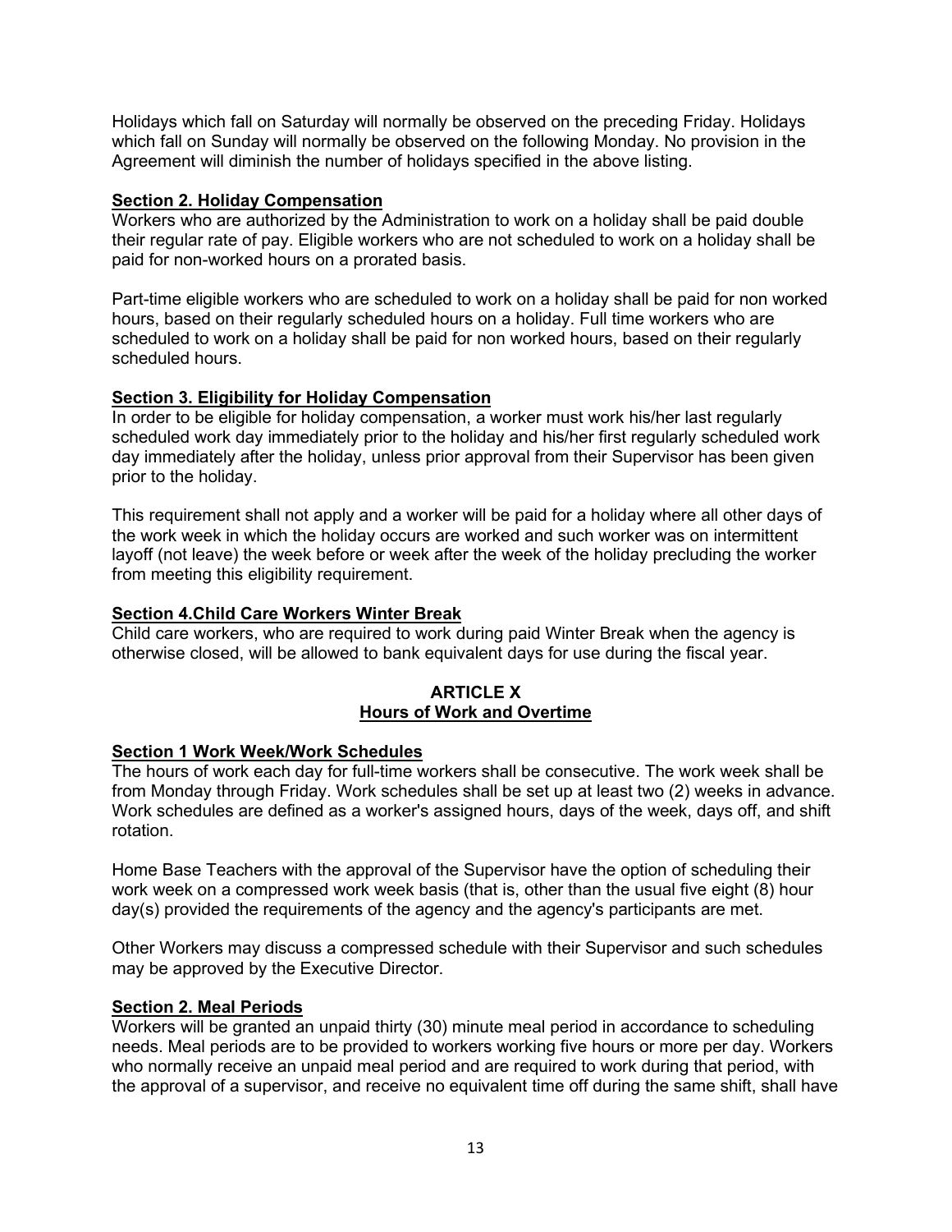Holidays which fall on Saturday will normally be observed on the preceding Friday. Holidays which fall on Sunday will normally be observed on the following Monday. No provision in the Agreement will diminish the number of holidays specified in the above listing.

**Section 2. Holiday Compensation**

Workers who are authorized by the Administration to work on a holiday shall be paid double their regular rate of pay. Eligible workers who are not scheduled to work on a holiday shall be paid for non-worked hours on a prorated basis.

Part-time eligible workers who are scheduled to work on a holiday shall be paid for non worked hours, based on their regularly scheduled hours on a holiday. Full time workers who are scheduled to work on a holiday shall be paid for non worked hours, based on their regularly scheduled hours.

**Section 3. Eligibility for Holiday Compensation**

In order to be eligible for holiday compensation, a worker must work his/her last regularly scheduled work day immediately prior to the holiday and his/her first regularly scheduled work day immediately after the holiday, unless prior approval from their Supervisor has been given prior to the holiday.

This requirement shall not apply and a worker will be paid for a holiday where all other days of the work week in which the holiday occurs are worked and such worker was on intermittent layoff (not leave) the week before or week after the week of the holiday precluding the worker from meeting this eligibility requirement.

**Section 4.Child Care Workers Winter Break**

Child care workers, who are required to work during paid Winter Break when the agency is otherwise closed, will be allowed to bank equivalent days for use during the fiscal year.

## ARTICLE X
## Hours of Work and Overtime

**Section 1 Work Week/Work Schedules**

The hours of work each day for full-time workers shall be consecutive. The work week shall be from Monday through Friday. Work schedules shall be set up at least two (2) weeks in advance. Work schedules are defined as a worker's assigned hours, days of the week, days off, and shift rotation.

Home Base Teachers with the approval of the Supervisor have the option of scheduling their work week on a compressed work week basis (that is, other than the usual five eight (8) hour day(s) provided the requirements of the agency and the agency's participants are met.

Other Workers may discuss a compressed schedule with their Supervisor and such schedules may be approved by the Executive Director.

**Section 2. Meal Periods**

Workers will be granted an unpaid thirty (30) minute meal period in accordance to scheduling needs. Meal periods are to be provided to workers working five hours or more per day. Workers who normally receive an unpaid meal period and are required to work during that period, with the approval of a supervisor, and receive no equivalent time off during the same shift, shall have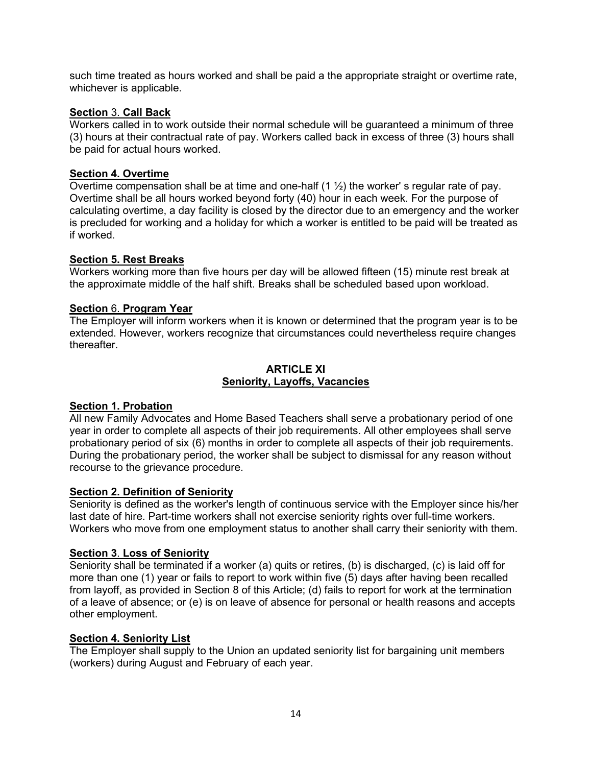such time treated as hours worked and shall be paid a the appropriate straight or overtime rate, whichever is applicable.

**Section 3. Call Back**

Workers called in to work outside their normal schedule will be guaranteed a minimum of three (3) hours at their contractual rate of pay. Workers called back in excess of three (3) hours shall be paid for actual hours worked.

**Section 4. Overtime**

Overtime compensation shall be at time and one-half (1 ½) the worker' s regular rate of pay. Overtime shall be all hours worked beyond forty (40) hour in each week. For the purpose of calculating overtime, a day facility is closed by the director due to an emergency and the worker is precluded for working and a holiday for which a worker is entitled to be paid will be treated as if worked.

**Section 5. Rest Breaks**

Workers working more than five hours per day will be allowed fifteen (15) minute rest break at the approximate middle of the half shift. Breaks shall be scheduled based upon workload.

**Section 6. Program Year**

The Employer will inform workers when it is known or determined that the program year is to be extended. However, workers recognize that circumstances could nevertheless require changes thereafter.

## ARTICLE XI
## Seniority, Layoffs, Vacancies

**Section 1. Probation**

All new Family Advocates and Home Based Teachers shall serve a probationary period of one year in order to complete all aspects of their job requirements. All other employees shall serve probationary period of six (6) months in order to complete all aspects of their job requirements. During the probationary period, the worker shall be subject to dismissal for any reason without recourse to the grievance procedure.

**Section 2. Definition of Seniority**

Seniority is defined as the worker's length of continuous service with the Employer since his/her last date of hire. Part-time workers shall not exercise seniority rights over full-time workers. Workers who move from one employment status to another shall carry their seniority with them.

**Section 3. Loss of Seniority**

Seniority shall be terminated if a worker (a) quits or retires, (b) is discharged, (c) is laid off for more than one (1) year or fails to report to work within five (5) days after having been recalled from layoff, as provided in Section 8 of this Article; (d) fails to report for work at the termination of a leave of absence; or (e) is on leave of absence for personal or health reasons and accepts other employment.

**Section 4. Seniority List**

The Employer shall supply to the Union an updated seniority list for bargaining unit members (workers) during August and February of each year.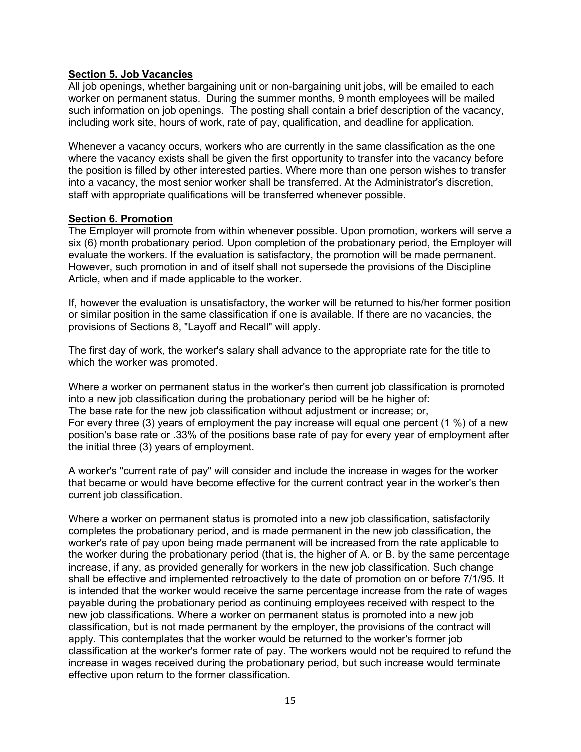**Section 5. Job Vacancies**

All job openings, whether bargaining unit or non-bargaining unit jobs, will be emailed to each worker on permanent status. During the summer months, 9 month employees will be mailed such information on job openings. The posting shall contain a brief description of the vacancy, including work site, hours of work, rate of pay, qualification, and deadline for application.

Whenever a vacancy occurs, workers who are currently in the same classification as the one where the vacancy exists shall be given the first opportunity to transfer into the vacancy before the position is filled by other interested parties. Where more than one person wishes to transfer into a vacancy, the most senior worker shall be transferred. At the Administrator's discretion, staff with appropriate qualifications will be transferred whenever possible.

**Section 6. Promotion**

The Employer will promote from within whenever possible. Upon promotion, workers will serve a six (6) month probationary period. Upon completion of the probationary period, the Employer will evaluate the workers. If the evaluation is satisfactory, the promotion will be made permanent. However, such promotion in and of itself shall not supersede the provisions of the Discipline Article, when and if made applicable to the worker.

If, however the evaluation is unsatisfactory, the worker will be returned to his/her former position or similar position in the same classification if one is available. If there are no vacancies, the provisions of Sections 8, "Layoff and Recall" will apply.

The first day of work, the worker's salary shall advance to the appropriate rate for the title to which the worker was promoted.

Where a worker on permanent status in the worker's then current job classification is promoted into a new job classification during the probationary period will be he higher of:
The base rate for the new job classification without adjustment or increase; or,
For every three (3) years of employment the pay increase will equal one percent (1 %) of a new position's base rate or .33% of the positions base rate of pay for every year of employment after the initial three (3) years of employment.

A worker's "current rate of pay" will consider and include the increase in wages for the worker that became or would have become effective for the current contract year in the worker's then current job classification.

Where a worker on permanent status is promoted into a new job classification, satisfactorily completes the probationary period, and is made permanent in the new job classification, the worker's rate of pay upon being made permanent will be increased from the rate applicable to the worker during the probationary period (that is, the higher of A. or B. by the same percentage increase, if any, as provided generally for workers in the new job classification. Such change shall be effective and implemented retroactively to the date of promotion on or before 7/1/95. It is intended that the worker would receive the same percentage increase from the rate of wages payable during the probationary period as continuing employees received with respect to the new job classifications. Where a worker on permanent status is promoted into a new job classification, but is not made permanent by the employer, the provisions of the contract will apply. This contemplates that the worker would be returned to the worker's former job classification at the worker's former rate of pay. The workers would not be required to refund the increase in wages received during the probationary period, but such increase would terminate effective upon return to the former classification.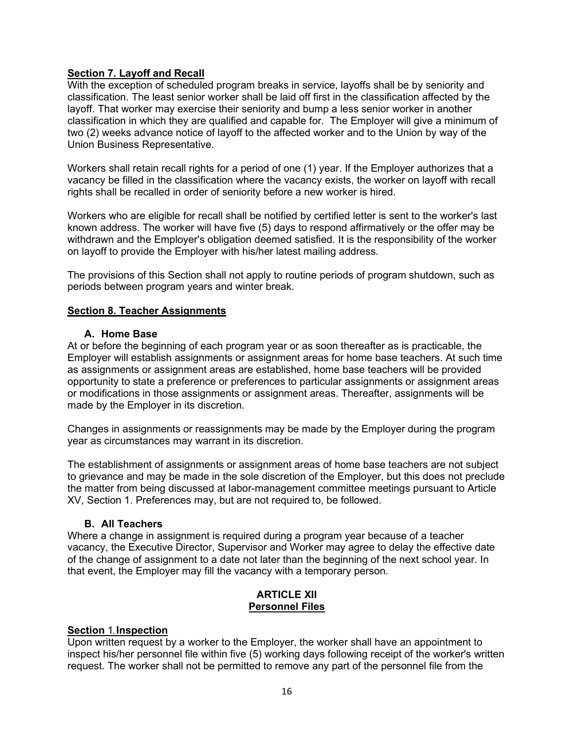**Section 7. Layoff and Recall**

With the exception of scheduled program breaks in service, layoffs shall be by seniority and classification. The least senior worker shall be laid off first in the classification affected by the layoff. That worker may exercise their seniority and bump a less senior worker in another classification in which they are qualified and capable for. The Employer will give a minimum of two (2) weeks advance notice of layoff to the affected worker and to the Union by way of the Union Business Representative.

Workers shall retain recall rights for a period of one (1) year. If the Employer authorizes that a vacancy be filled in the classification where the vacancy exists, the worker on layoff with recall rights shall be recalled in order of seniority before a new worker is hired.

Workers who are eligible for recall shall be notified by certified letter is sent to the worker's last known address. The worker will have five (5) days to respond affirmatively or the offer may be withdrawn and the Employer's obligation deemed satisfied. It is the responsibility of the worker on layoff to provide the Employer with his/her latest mailing address.

The provisions of this Section shall not apply to routine periods of program shutdown, such as periods between program years and winter break.

**Section 8. Teacher Assignments**

**A. Home Base**

At or before the beginning of each program year or as soon thereafter as is practicable, the Employer will establish assignments or assignment areas for home base teachers. At such time as assignments or assignment areas are established, home base teachers will be provided opportunity to state a preference or preferences to particular assignments or assignment areas or modifications in those assignments or assignment areas. Thereafter, assignments will be made by the Employer in its discretion.

Changes in assignments or reassignments may be made by the Employer during the program year as circumstances may warrant in its discretion.

The establishment of assignments or assignment areas of home base teachers are not subject to grievance and may be made in the sole discretion of the Employer, but this does not preclude the matter from being discussed at labor-management committee meetings pursuant to Article XV, Section 1. Preferences may, but are not required to, be followed.

**B. All Teachers**

Where a change in assignment is required during a program year because of a teacher vacancy, the Executive Director, Supervisor and Worker may agree to delay the effective date of the change of assignment to a date not later than the beginning of the next school year. In that event, the Employer may fill the vacancy with a temporary person.

## ARTICLE XII
## Personnel Files

**Section 1. Inspection**

Upon written request by a worker to the Employer, the worker shall have an appointment to inspect his/her personnel file within five (5) working days following receipt of the worker's written request. The worker shall not be permitted to remove any part of the personnel file from the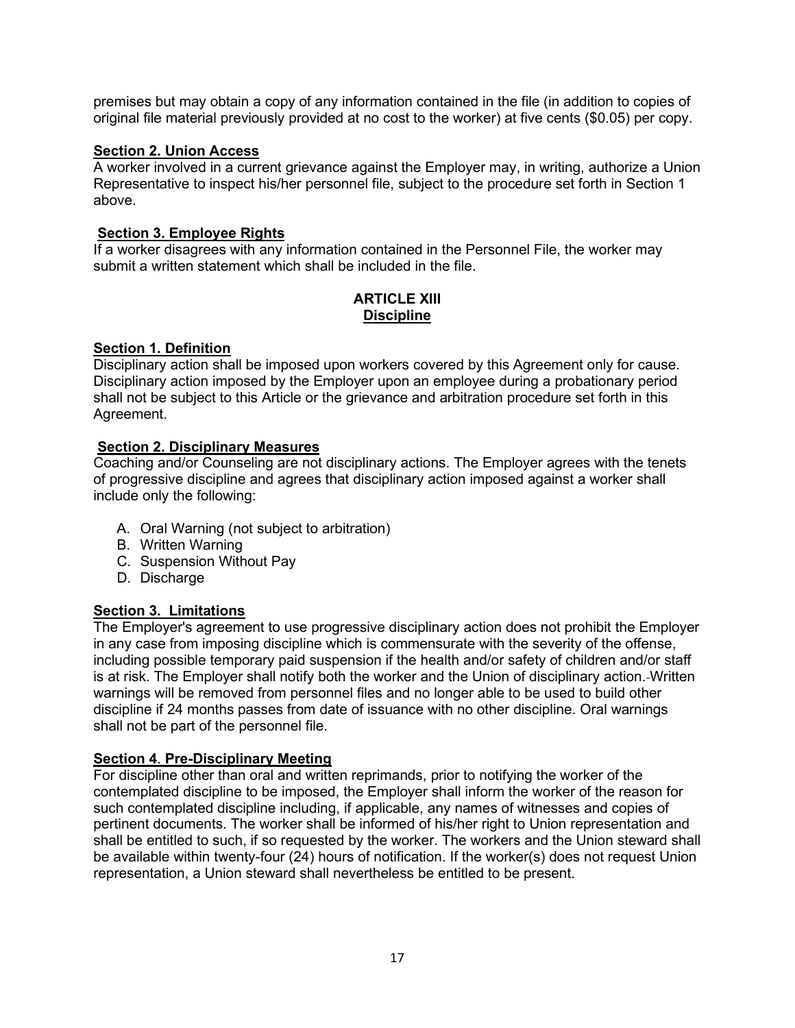premises but may obtain a copy of any information contained in the file (in addition to copies of original file material previously provided at no cost to the worker) at five cents ($0.05) per copy.

**Section 2. Union Access**

A worker involved in a current grievance against the Employer may, in writing, authorize a Union Representative to inspect his/her personnel file, subject to the procedure set forth in Section 1 above.

**Section 3. Employee Rights**

If a worker disagrees with any information contained in the Personnel File, the worker may submit a written statement which shall be included in the file.

## ARTICLE XIII
## Discipline

**Section 1. Definition**

Disciplinary action shall be imposed upon workers covered by this Agreement only for cause. Disciplinary action imposed by the Employer upon an employee during a probationary period shall not be subject to this Article or the grievance and arbitration procedure set forth in this Agreement.

**Section 2. Disciplinary Measures**

Coaching and/or Counseling are not disciplinary actions. The Employer agrees with the tenets of progressive discipline and agrees that disciplinary action imposed against a worker shall include only the following:

A. Oral Warning (not subject to arbitration)
B. Written Warning
C. Suspension Without Pay
D. Discharge

**Section 3. Limitations**

The Employer's agreement to use progressive disciplinary action does not prohibit the Employer in any case from imposing discipline which is commensurate with the severity of the offense, including possible temporary paid suspension if the health and/or safety of children and/or staff is at risk. The Employer shall notify both the worker and the Union of disciplinary action. Written warnings will be removed from personnel files and no longer able to be used to build other discipline if 24 months passes from date of issuance with no other discipline. Oral warnings shall not be part of the personnel file.

**Section 4. Pre-Disciplinary Meeting**

For discipline other than oral and written reprimands, prior to notifying the worker of the contemplated discipline to be imposed, the Employer shall inform the worker of the reason for such contemplated discipline including, if applicable, any names of witnesses and copies of pertinent documents. The worker shall be informed of his/her right to Union representation and shall be entitled to such, if so requested by the worker. The workers and the Union steward shall be available within twenty-four (24) hours of notification. If the worker(s) does not request Union representation, a Union steward shall nevertheless be entitled to be present.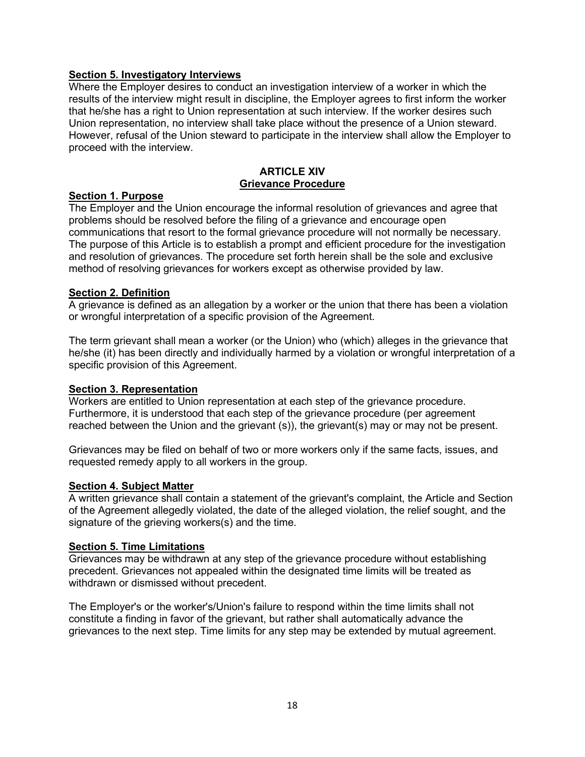**Section 5. Investigatory Interviews**

Where the Employer desires to conduct an investigation interview of a worker in which the results of the interview might result in discipline, the Employer agrees to first inform the worker that he/she has a right to Union representation at such interview. If the worker desires such Union representation, no interview shall take place without the presence of a Union steward. However, refusal of the Union steward to participate in the interview shall allow the Employer to proceed with the interview.

## ARTICLE XIV
## Grievance Procedure

**Section 1. Purpose**

The Employer and the Union encourage the informal resolution of grievances and agree that problems should be resolved before the filing of a grievance and encourage open communications that resort to the formal grievance procedure will not normally be necessary. The purpose of this Article is to establish a prompt and efficient procedure for the investigation and resolution of grievances. The procedure set forth herein shall be the sole and exclusive method of resolving grievances for workers except as otherwise provided by law.

**Section 2. Definition**

A grievance is defined as an allegation by a worker or the union that there has been a violation or wrongful interpretation of a specific provision of the Agreement.

The term grievant shall mean a worker (or the Union) who (which) alleges in the grievance that he/she (it) has been directly and individually harmed by a violation or wrongful interpretation of a specific provision of this Agreement.

**Section 3. Representation**

Workers are entitled to Union representation at each step of the grievance procedure. Furthermore, it is understood that each step of the grievance procedure (per agreement reached between the Union and the grievant (s)), the grievant(s) may or may not be present.

Grievances may be filed on behalf of two or more workers only if the same facts, issues, and requested remedy apply to all workers in the group.

**Section 4. Subject Matter**

A written grievance shall contain a statement of the grievant's complaint, the Article and Section of the Agreement allegedly violated, the date of the alleged violation, the relief sought, and the signature of the grieving workers(s) and the time.

**Section 5. Time Limitations**

Grievances may be withdrawn at any step of the grievance procedure without establishing precedent. Grievances not appealed within the designated time limits will be treated as withdrawn or dismissed without precedent.

The Employer's or the worker's/Union's failure to respond within the time limits shall not constitute a finding in favor of the grievant, but rather shall automatically advance the grievances to the next step. Time limits for any step may be extended by mutual agreement.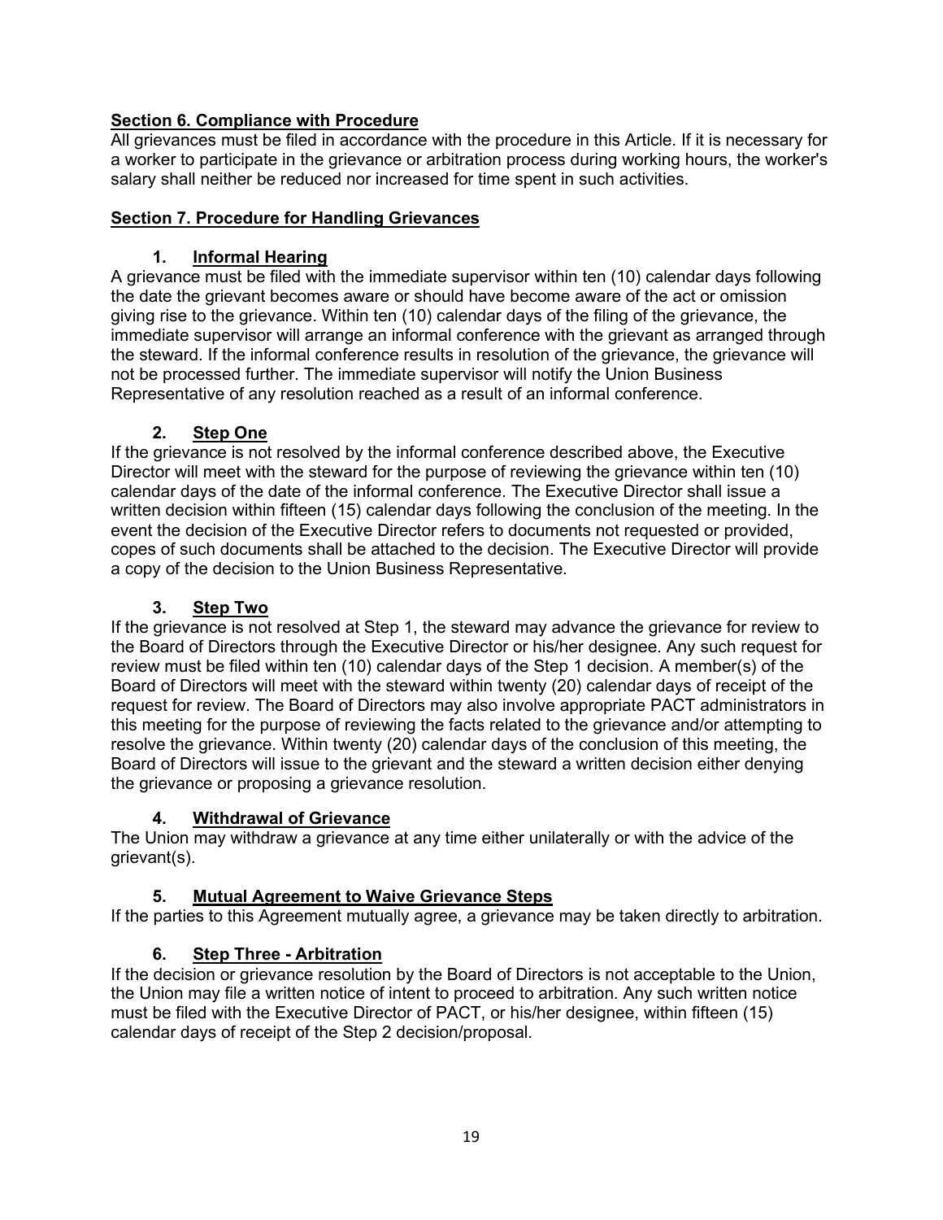## Section 6. Compliance with Procedure

All grievances must be filed in accordance with the procedure in this Article. If it is necessary for a worker to participate in the grievance or arbitration process during working hours, the worker's salary shall neither be reduced nor increased for time spent in such activities.

## Section 7. Procedure for Handling Grievances

### 1. Informal Hearing

A grievance must be filed with the immediate supervisor within ten (10) calendar days following the date the grievant becomes aware or should have become aware of the act or omission giving rise to the grievance. Within ten (10) calendar days of the filing of the grievance, the immediate supervisor will arrange an informal conference with the grievant as arranged through the steward. If the informal conference results in resolution of the grievance, the grievance will not be processed further. The immediate supervisor will notify the Union Business Representative of any resolution reached as a result of an informal conference.

### 2. Step One

If the grievance is not resolved by the informal conference described above, the Executive Director will meet with the steward for the purpose of reviewing the grievance within ten (10) calendar days of the date of the informal conference. The Executive Director shall issue a written decision within fifteen (15) calendar days following the conclusion of the meeting. In the event the decision of the Executive Director refers to documents not requested or provided, copes of such documents shall be attached to the decision. The Executive Director will provide a copy of the decision to the Union Business Representative.

### 3. Step Two

If the grievance is not resolved at Step 1, the steward may advance the grievance for review to the Board of Directors through the Executive Director or his/her designee. Any such request for review must be filed within ten (10) calendar days of the Step 1 decision. A member(s) of the Board of Directors will meet with the steward within twenty (20) calendar days of receipt of the request for review. The Board of Directors may also involve appropriate PACT administrators in this meeting for the purpose of reviewing the facts related to the grievance and/or attempting to resolve the grievance. Within twenty (20) calendar days of the conclusion of this meeting, the Board of Directors will issue to the grievant and the steward a written decision either denying the grievance or proposing a grievance resolution.

### 4. Withdrawal of Grievance

The Union may withdraw a grievance at any time either unilaterally or with the advice of the grievant(s).

### 5. Mutual Agreement to Waive Grievance Steps

If the parties to this Agreement mutually agree, a grievance may be taken directly to arbitration.

### 6. Step Three - Arbitration

If the decision or grievance resolution by the Board of Directors is not acceptable to the Union, the Union may file a written notice of intent to proceed to arbitration. Any such written notice must be filed with the Executive Director of PACT, or his/her designee, within fifteen (15) calendar days of receipt of the Step 2 decision/proposal.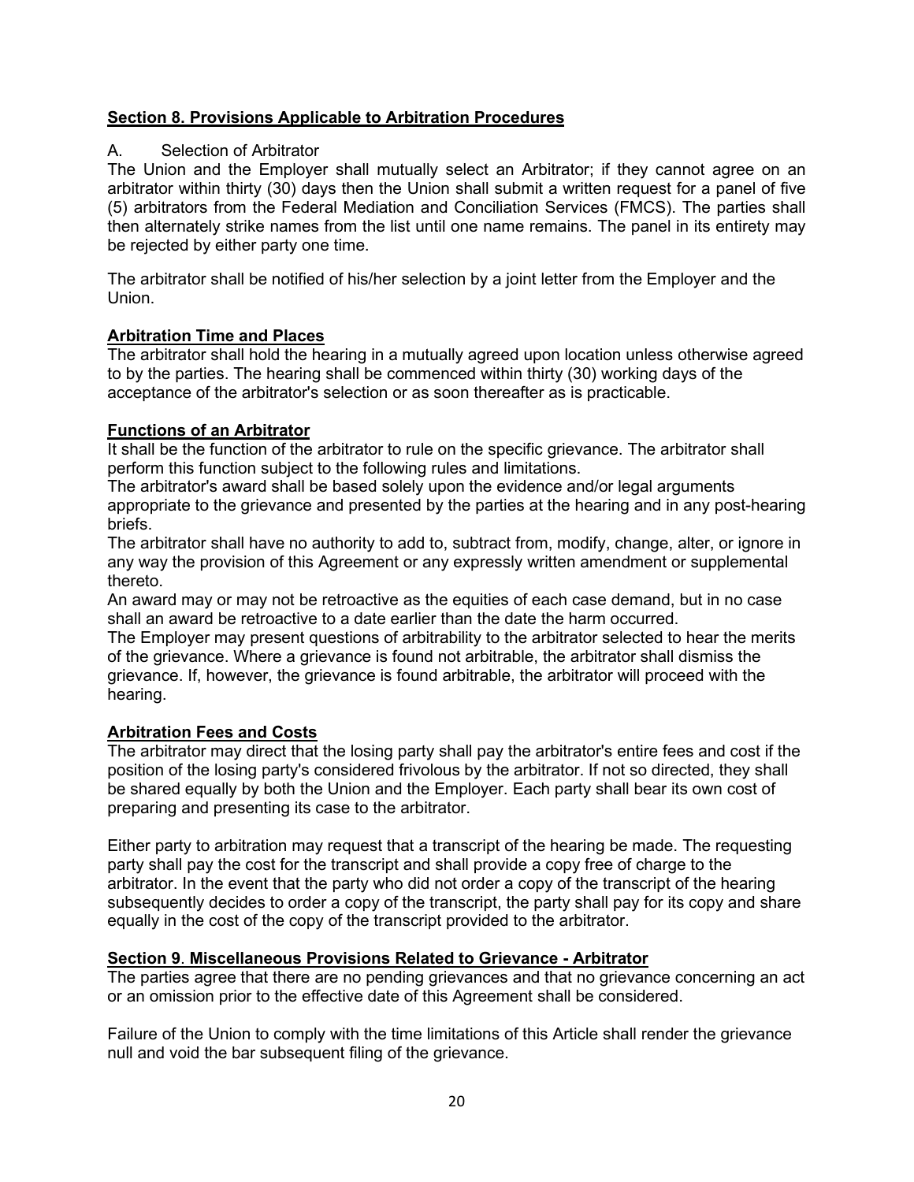## Section 8. Provisions Applicable to Arbitration Procedures

A. Selection of Arbitrator

The Union and the Employer shall mutually select an Arbitrator; if they cannot agree on an arbitrator within thirty (30) days then the Union shall submit a written request for a panel of five (5) arbitrators from the Federal Mediation and Conciliation Services (FMCS). The parties shall then alternately strike names from the list until one name remains. The panel in its entirety may be rejected by either party one time.

The arbitrator shall be notified of his/her selection by a joint letter from the Employer and the Union.

### Arbitration Time and Places

The arbitrator shall hold the hearing in a mutually agreed upon location unless otherwise agreed to by the parties. The hearing shall be commenced within thirty (30) working days of the acceptance of the arbitrator's selection or as soon thereafter as is practicable.

### Functions of an Arbitrator

It shall be the function of the arbitrator to rule on the specific grievance. The arbitrator shall perform this function subject to the following rules and limitations.

The arbitrator's award shall be based solely upon the evidence and/or legal arguments appropriate to the grievance and presented by the parties at the hearing and in any post-hearing briefs.

The arbitrator shall have no authority to add to, subtract from, modify, change, alter, or ignore in any way the provision of this Agreement or any expressly written amendment or supplemental thereto.

An award may or may not be retroactive as the equities of each case demand, but in no case shall an award be retroactive to a date earlier than the date the harm occurred.

The Employer may present questions of arbitrability to the arbitrator selected to hear the merits of the grievance. Where a grievance is found not arbitrable, the arbitrator shall dismiss the grievance. If, however, the grievance is found arbitrable, the arbitrator will proceed with the hearing.

### Arbitration Fees and Costs

The arbitrator may direct that the losing party shall pay the arbitrator's entire fees and cost if the position of the losing party's considered frivolous by the arbitrator. If not so directed, they shall be shared equally by both the Union and the Employer. Each party shall bear its own cost of preparing and presenting its case to the arbitrator.

Either party to arbitration may request that a transcript of the hearing be made. The requesting party shall pay the cost for the transcript and shall provide a copy free of charge to the arbitrator. In the event that the party who did not order a copy of the transcript of the hearing subsequently decides to order a copy of the transcript, the party shall pay for its copy and share equally in the cost of the copy of the transcript provided to the arbitrator.

## Section 9. Miscellaneous Provisions Related to Grievance - Arbitrator

The parties agree that there are no pending grievances and that no grievance concerning an act or an omission prior to the effective date of this Agreement shall be considered.

Failure of the Union to comply with the time limitations of this Article shall render the grievance null and void the bar subsequent filing of the grievance.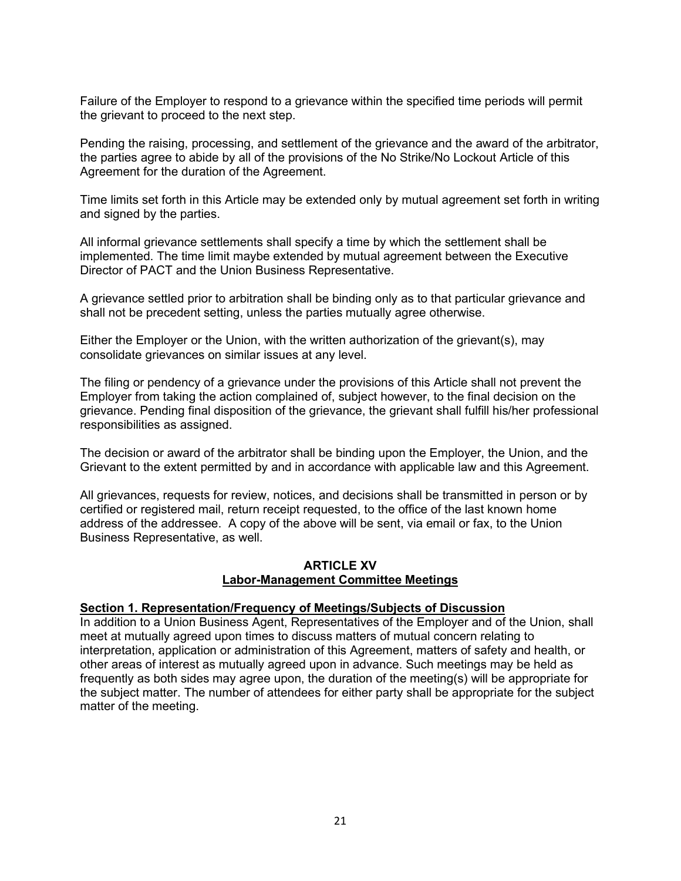Failure of the Employer to respond to a grievance within the specified time periods will permit the grievant to proceed to the next step.

Pending the raising, processing, and settlement of the grievance and the award of the arbitrator, the parties agree to abide by all of the provisions of the No Strike/No Lockout Article of this Agreement for the duration of the Agreement.

Time limits set forth in this Article may be extended only by mutual agreement set forth in writing and signed by the parties.

All informal grievance settlements shall specify a time by which the settlement shall be implemented. The time limit maybe extended by mutual agreement between the Executive Director of PACT and the Union Business Representative.

A grievance settled prior to arbitration shall be binding only as to that particular grievance and shall not be precedent setting, unless the parties mutually agree otherwise.

Either the Employer or the Union, with the written authorization of the grievant(s), may consolidate grievances on similar issues at any level.

The filing or pendency of a grievance under the provisions of this Article shall not prevent the Employer from taking the action complained of, subject however, to the final decision on the grievance. Pending final disposition of the grievance, the grievant shall fulfill his/her professional responsibilities as assigned.

The decision or award of the arbitrator shall be binding upon the Employer, the Union, and the Grievant to the extent permitted by and in accordance with applicable law and this Agreement.

All grievances, requests for review, notices, and decisions shall be transmitted in person or by certified or registered mail, return receipt requested, to the office of the last known home address of the addressee. A copy of the above will be sent, via email or fax, to the Union Business Representative, as well.

## ARTICLE XV
## Labor-Management Committee Meetings

### Section 1. Representation/Frequency of Meetings/Subjects of Discussion

In addition to a Union Business Agent, Representatives of the Employer and of the Union, shall meet at mutually agreed upon times to discuss matters of mutual concern relating to interpretation, application or administration of this Agreement, matters of safety and health, or other areas of interest as mutually agreed upon in advance. Such meetings may be held as frequently as both sides may agree upon, the duration of the meeting(s) will be appropriate for the subject matter. The number of attendees for either party shall be appropriate for the subject matter of the meeting.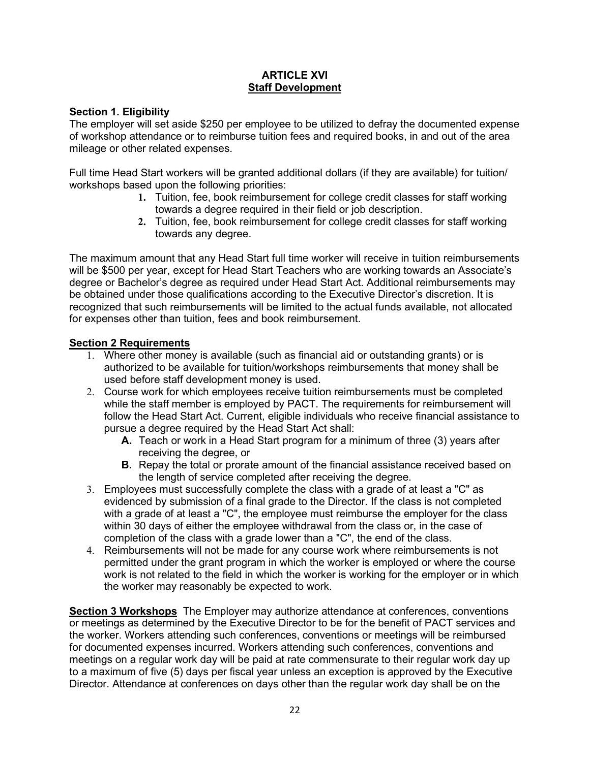## ARTICLE XVI
## Staff Development

**Section 1. Eligibility**
The employer will set aside $250 per employee to be utilized to defray the documented expense of workshop attendance or to reimburse tuition fees and required books, in and out of the area mileage or other related expenses.

Full time Head Start workers will be granted additional dollars (if they are available) for tuition/ workshops based upon the following priorities:

1. Tuition, fee, book reimbursement for college credit classes for staff working towards a degree required in their field or job description.
2. Tuition, fee, book reimbursement for college credit classes for staff working towards any degree.

The maximum amount that any Head Start full time worker will receive in tuition reimbursements will be $500 per year, except for Head Start Teachers who are working towards an Associate's degree or Bachelor's degree as required under Head Start Act. Additional reimbursements may be obtained under those qualifications according to the Executive Director's discretion. It is recognized that such reimbursements will be limited to the actual funds available, not allocated for expenses other than tuition, fees and book reimbursement.

**Section 2 Requirements**

1. Where other money is available (such as financial aid or outstanding grants) or is authorized to be available for tuition/workshops reimbursements that money shall be used before staff development money is used.
2. Course work for which employees receive tuition reimbursements must be completed while the staff member is employed by PACT. The requirements for reimbursement will follow the Head Start Act. Current, eligible individuals who receive financial assistance to pursue a degree required by the Head Start Act shall:
   - **A.** Teach or work in a Head Start program for a minimum of three (3) years after receiving the degree, or
   - **B.** Repay the total or prorate amount of the financial assistance received based on the length of service completed after receiving the degree.
3. Employees must successfully complete the class with a grade of at least a "C" as evidenced by submission of a final grade to the Director. If the class is not completed with a grade of at least a "C", the employee must reimburse the employer for the class within 30 days of either the employee withdrawal from the class or, in the case of completion of the class with a grade lower than a "C", the end of the class.
4. Reimbursements will not be made for any course work where reimbursements is not permitted under the grant program in which the worker is employed or where the course work is not related to the field in which the worker is working for the employer or in which the worker may reasonably be expected to work.

**Section 3 Workshops** The Employer may authorize attendance at conferences, conventions or meetings as determined by the Executive Director to be for the benefit of PACT services and the worker. Workers attending such conferences, conventions or meetings will be reimbursed for documented expenses incurred. Workers attending such conferences, conventions and meetings on a regular work day will be paid at rate commensurate to their regular work day up to a maximum of five (5) days per fiscal year unless an exception is approved by the Executive Director. Attendance at conferences on days other than the regular work day shall be on the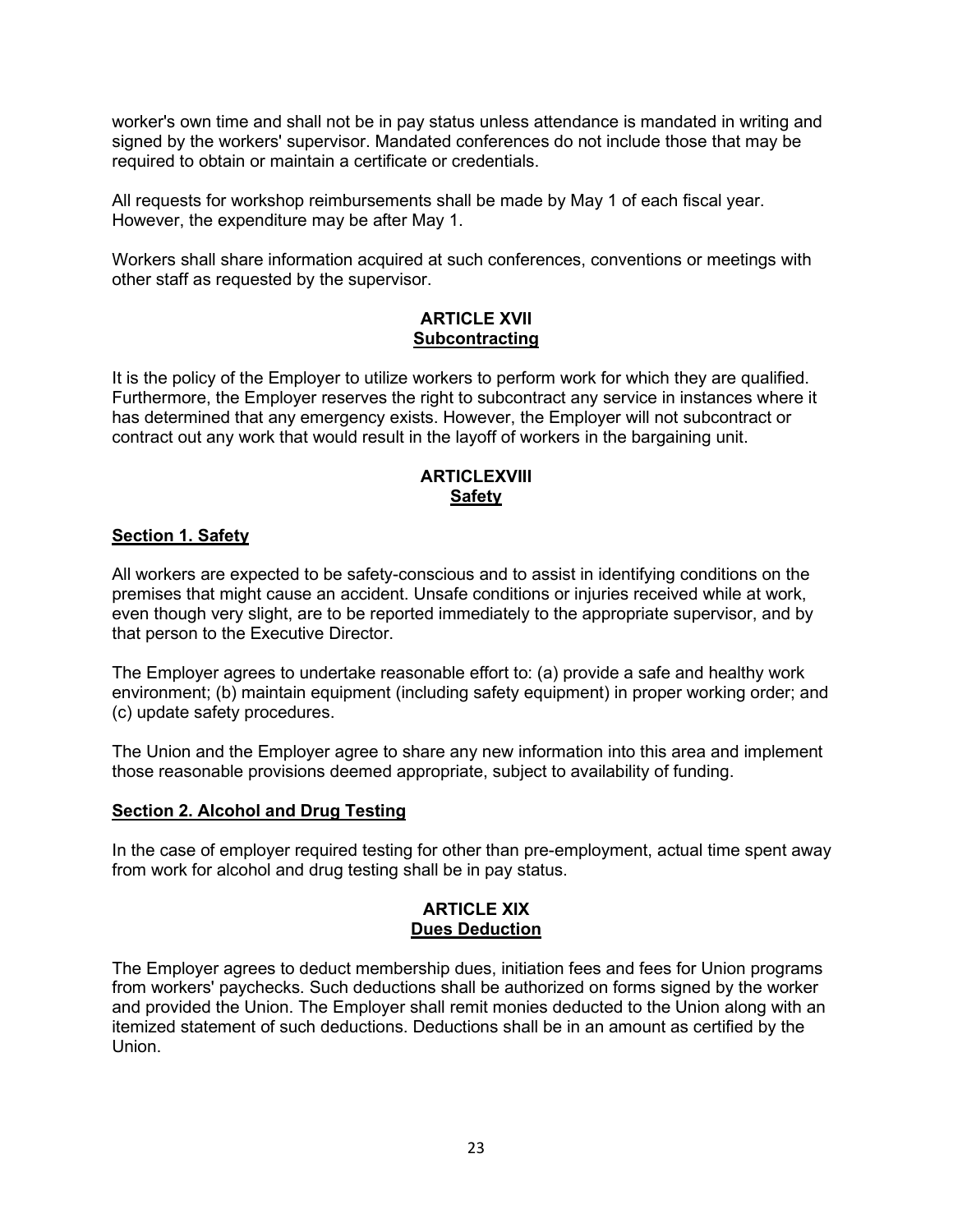worker's own time and shall not be in pay status unless attendance is mandated in writing and signed by the workers' supervisor. Mandated conferences do not include those that may be required to obtain or maintain a certificate or credentials.

All requests for workshop reimbursements shall be made by May 1 of each fiscal year. However, the expenditure may be after May 1.

Workers shall share information acquired at such conferences, conventions or meetings with other staff as requested by the supervisor.

## ARTICLE XVII
## Subcontracting

It is the policy of the Employer to utilize workers to perform work for which they are qualified. Furthermore, the Employer reserves the right to subcontract any service in instances where it has determined that any emergency exists. However, the Employer will not subcontract or contract out any work that would result in the layoff of workers in the bargaining unit.

## ARTICLEXVIII
## Safety

### Section 1. Safety

All workers are expected to be safety-conscious and to assist in identifying conditions on the premises that might cause an accident. Unsafe conditions or injuries received while at work, even though very slight, are to be reported immediately to the appropriate supervisor, and by that person to the Executive Director.

The Employer agrees to undertake reasonable effort to: (a) provide a safe and healthy work environment; (b) maintain equipment (including safety equipment) in proper working order; and (c) update safety procedures.

The Union and the Employer agree to share any new information into this area and implement those reasonable provisions deemed appropriate, subject to availability of funding.

### Section 2. Alcohol and Drug Testing

In the case of employer required testing for other than pre-employment, actual time spent away from work for alcohol and drug testing shall be in pay status.

## ARTICLE XIX
## Dues Deduction

The Employer agrees to deduct membership dues, initiation fees and fees for Union programs from workers' paychecks. Such deductions shall be authorized on forms signed by the worker and provided the Union. The Employer shall remit monies deducted to the Union along with an itemized statement of such deductions. Deductions shall be in an amount as certified by the Union.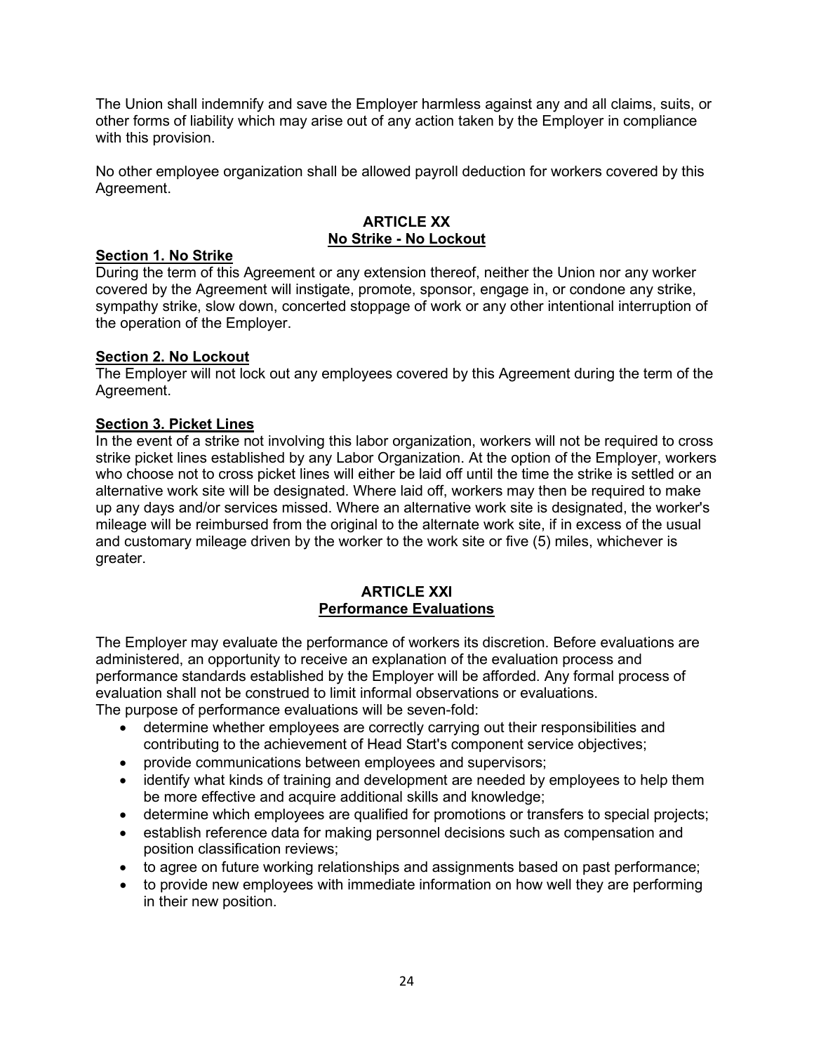The Union shall indemnify and save the Employer harmless against any and all claims, suits, or other forms of liability which may arise out of any action taken by the Employer in compliance with this provision.

No other employee organization shall be allowed payroll deduction for workers covered by this Agreement.

## ARTICLE XX
## No Strike - No Lockout

**Section 1. No Strike**

During the term of this Agreement or any extension thereof, neither the Union nor any worker covered by the Agreement will instigate, promote, sponsor, engage in, or condone any strike, sympathy strike, slow down, concerted stoppage of work or any other intentional interruption of the operation of the Employer.

**Section 2. No Lockout**

The Employer will not lock out any employees covered by this Agreement during the term of the Agreement.

**Section 3. Picket Lines**

In the event of a strike not involving this labor organization, workers will not be required to cross strike picket lines established by any Labor Organization. At the option of the Employer, workers who choose not to cross picket lines will either be laid off until the time the strike is settled or an alternative work site will be designated. Where laid off, workers may then be required to make up any days and/or services missed. Where an alternative work site is designated, the worker's mileage will be reimbursed from the original to the alternate work site, if in excess of the usual and customary mileage driven by the worker to the work site or five (5) miles, whichever is greater.

## ARTICLE XXI
## Performance Evaluations

The Employer may evaluate the performance of workers its discretion. Before evaluations are administered, an opportunity to receive an explanation of the evaluation process and performance standards established by the Employer will be afforded. Any formal process of evaluation shall not be construed to limit informal observations or evaluations.

The purpose of performance evaluations will be seven-fold:

- determine whether employees are correctly carrying out their responsibilities and contributing to the achievement of Head Start's component service objectives;
- provide communications between employees and supervisors;
- identify what kinds of training and development are needed by employees to help them be more effective and acquire additional skills and knowledge;
- determine which employees are qualified for promotions or transfers to special projects;
- establish reference data for making personnel decisions such as compensation and position classification reviews;
- to agree on future working relationships and assignments based on past performance;
- to provide new employees with immediate information on how well they are performing in their new position.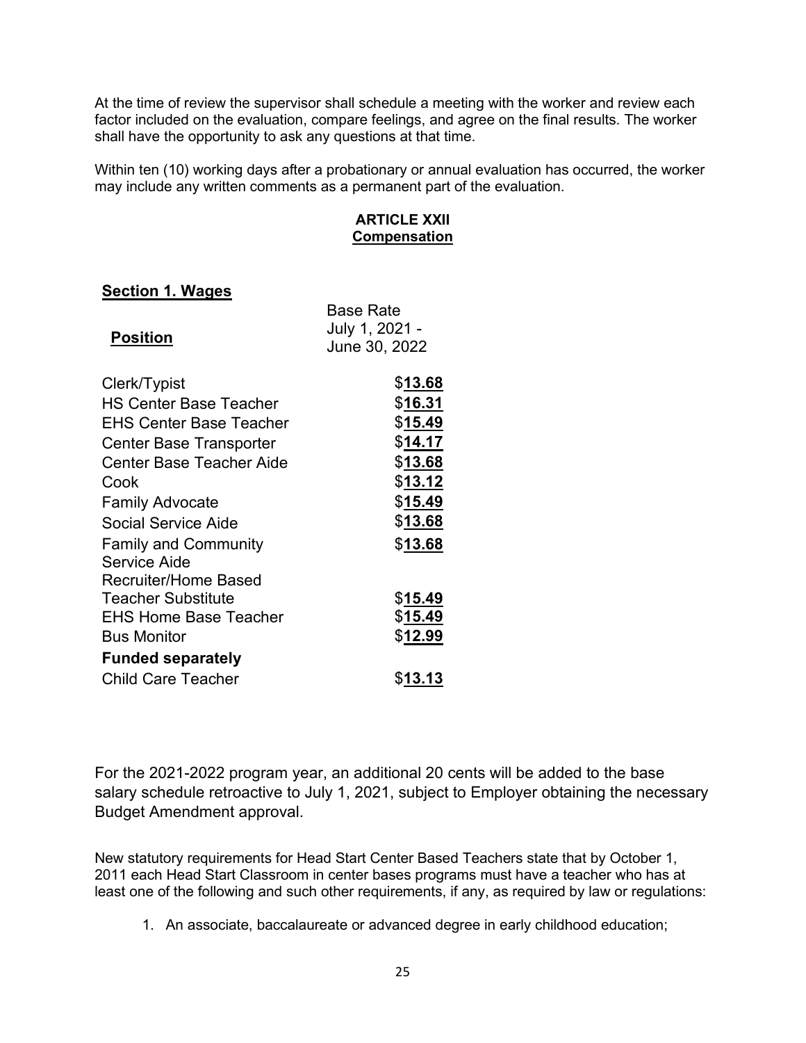At the time of review the supervisor shall schedule a meeting with the worker and review each factor included on the evaluation, compare feelings, and agree on the final results. The worker shall have the opportunity to ask any questions at that time.

Within ten (10) working days after a probationary or annual evaluation has occurred, the worker may include any written comments as a permanent part of the evaluation.

## ARTICLE XXII
## Compensation

### Section 1. Wages

| Position | Base Rate July 1, 2021 - June 30, 2022 |
|---|---|
| Clerk/Typist | $**13.68** |
| HS Center Base Teacher | $**16.31** |
| EHS Center Base Teacher | $**15.49** |
| Center Base Transporter | $**14.17** |
| Center Base Teacher Aide | $**13.68** |
| Cook | $**13.12** |
| Family Advocate | $**15.49** |
| Social Service Aide | $**13.68** |
| Family and Community Service Aide | $**13.68** |
| Recruiter/Home Based Teacher Substitute | $**15.49** |
| EHS Home Base Teacher | $**15.49** |
| Bus Monitor | $**12.99** |
| **Funded separately** | |
| Child Care Teacher | $**13.13** |

For the 2021-2022 program year, an additional 20 cents will be added to the base salary schedule retroactive to July 1, 2021, subject to Employer obtaining the necessary Budget Amendment approval.

New statutory requirements for Head Start Center Based Teachers state that by October 1, 2011 each Head Start Classroom in center bases programs must have a teacher who has at least one of the following and such other requirements, if any, as required by law or regulations:

1. An associate, baccalaureate or advanced degree in early childhood education;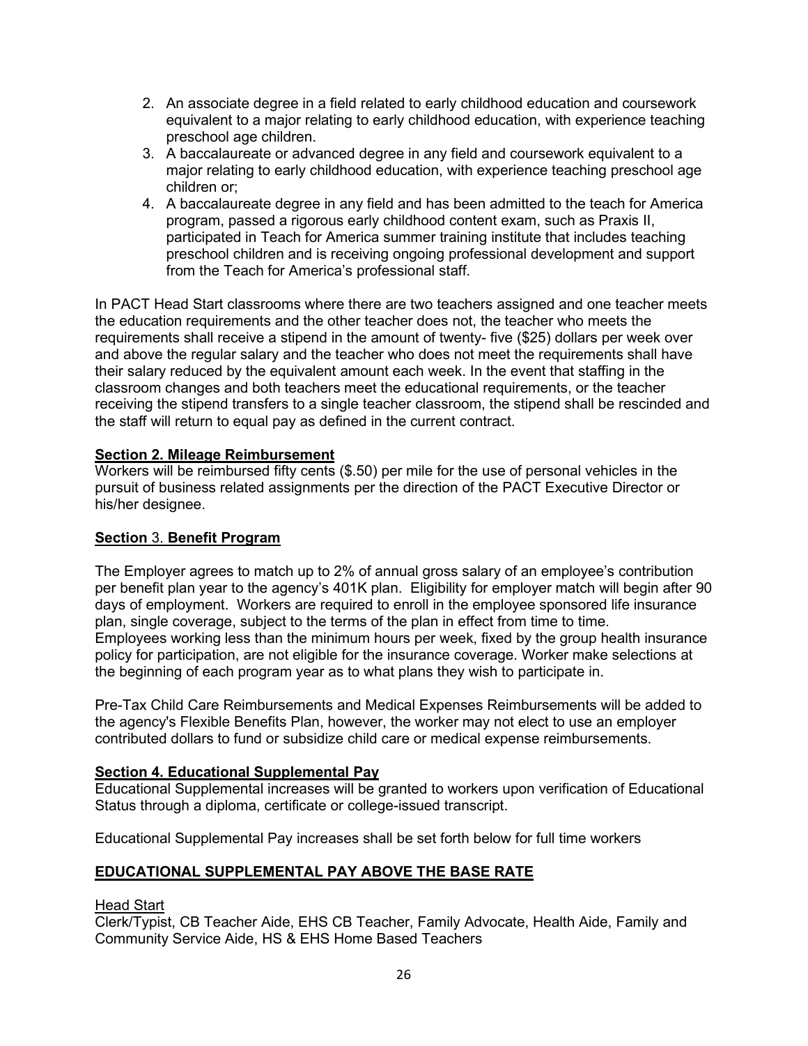2. An associate degree in a field related to early childhood education and coursework equivalent to a major relating to early childhood education, with experience teaching preschool age children.
3. A baccalaureate or advanced degree in any field and coursework equivalent to a major relating to early childhood education, with experience teaching preschool age children or;
4. A baccalaureate degree in any field and has been admitted to the teach for America program, passed a rigorous early childhood content exam, such as Praxis II, participated in Teach for America summer training institute that includes teaching preschool children and is receiving ongoing professional development and support from the Teach for America's professional staff.

In PACT Head Start classrooms where there are two teachers assigned and one teacher meets the education requirements and the other teacher does not, the teacher who meets the requirements shall receive a stipend in the amount of twenty- five ($25) dollars per week over and above the regular salary and the teacher who does not meet the requirements shall have their salary reduced by the equivalent amount each week. In the event that staffing in the classroom changes and both teachers meet the educational requirements, or the teacher receiving the stipend transfers to a single teacher classroom, the stipend shall be rescinded and the staff will return to equal pay as defined in the current contract.

**Section 2. Mileage Reimbursement**

Workers will be reimbursed fifty cents ($.50) per mile for the use of personal vehicles in the pursuit of business related assignments per the direction of the PACT Executive Director or his/her designee.

**Section 3. Benefit Program**

The Employer agrees to match up to 2% of annual gross salary of an employee's contribution per benefit plan year to the agency's 401K plan. Eligibility for employer match will begin after 90 days of employment. Workers are required to enroll in the employee sponsored life insurance plan, single coverage, subject to the terms of the plan in effect from time to time. Employees working less than the minimum hours per week, fixed by the group health insurance policy for participation, are not eligible for the insurance coverage. Worker make selections at the beginning of each program year as to what plans they wish to participate in.

Pre-Tax Child Care Reimbursements and Medical Expenses Reimbursements will be added to the agency's Flexible Benefits Plan, however, the worker may not elect to use an employer contributed dollars to fund or subsidize child care or medical expense reimbursements.

**Section 4. Educational Supplemental Pay**

Educational Supplemental increases will be granted to workers upon verification of Educational Status through a diploma, certificate or college-issued transcript.

Educational Supplemental Pay increases shall be set forth below for full time workers

**EDUCATIONAL SUPPLEMENTAL PAY ABOVE THE BASE RATE**

Head Start

Clerk/Typist, CB Teacher Aide, EHS CB Teacher, Family Advocate, Health Aide, Family and Community Service Aide, HS & EHS Home Based Teachers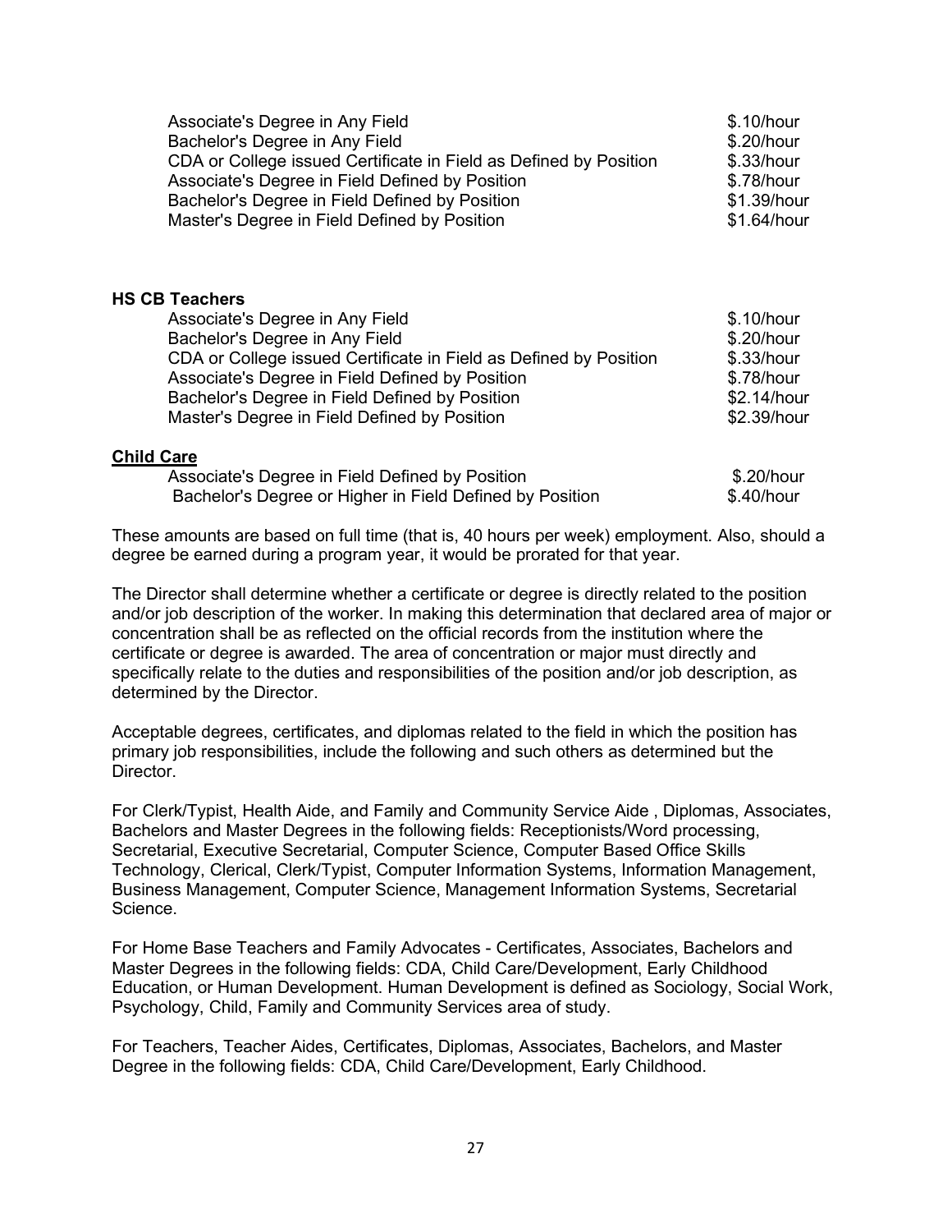| | |
|---|---|
| Associate's Degree in Any Field | $.10/hour |
| Bachelor's Degree in Any Field | $.20/hour |
| CDA or College issued Certificate in Field as Defined by Position | $.33/hour |
| Associate's Degree in Field Defined by Position | $.78/hour |
| Bachelor's Degree in Field Defined by Position | $1.39/hour |
| Master's Degree in Field Defined by Position | $1.64/hour |

**HS CB Teachers**

| | |
|---|---|
| Associate's Degree in Any Field | $.10/hour |
| Bachelor's Degree in Any Field | $.20/hour |
| CDA or College issued Certificate in Field as Defined by Position | $.33/hour |
| Associate's Degree in Field Defined by Position | $.78/hour |
| Bachelor's Degree in Field Defined by Position | $2.14/hour |
| Master's Degree in Field Defined by Position | $2.39/hour |

**Child Care**

| | |
|---|---|
| Associate's Degree in Field Defined by Position | $.20/hour |
| Bachelor's Degree or Higher in Field Defined by Position | $.40/hour |

These amounts are based on full time (that is, 40 hours per week) employment. Also, should a degree be earned during a program year, it would be prorated for that year.

The Director shall determine whether a certificate or degree is directly related to the position and/or job description of the worker. In making this determination that declared area of major or concentration shall be as reflected on the official records from the institution where the certificate or degree is awarded. The area of concentration or major must directly and specifically relate to the duties and responsibilities of the position and/or job description, as determined by the Director.

Acceptable degrees, certificates, and diplomas related to the field in which the position has primary job responsibilities, include the following and such others as determined but the Director.

For Clerk/Typist, Health Aide, and Family and Community Service Aide , Diplomas, Associates, Bachelors and Master Degrees in the following fields: Receptionists/Word processing, Secretarial, Executive Secretarial, Computer Science, Computer Based Office Skills Technology, Clerical, Clerk/Typist, Computer Information Systems, Information Management, Business Management, Computer Science, Management Information Systems, Secretarial Science.

For Home Base Teachers and Family Advocates - Certificates, Associates, Bachelors and Master Degrees in the following fields: CDA, Child Care/Development, Early Childhood Education, or Human Development. Human Development is defined as Sociology, Social Work, Psychology, Child, Family and Community Services area of study.

For Teachers, Teacher Aides, Certificates, Diplomas, Associates, Bachelors, and Master Degree in the following fields: CDA, Child Care/Development, Early Childhood.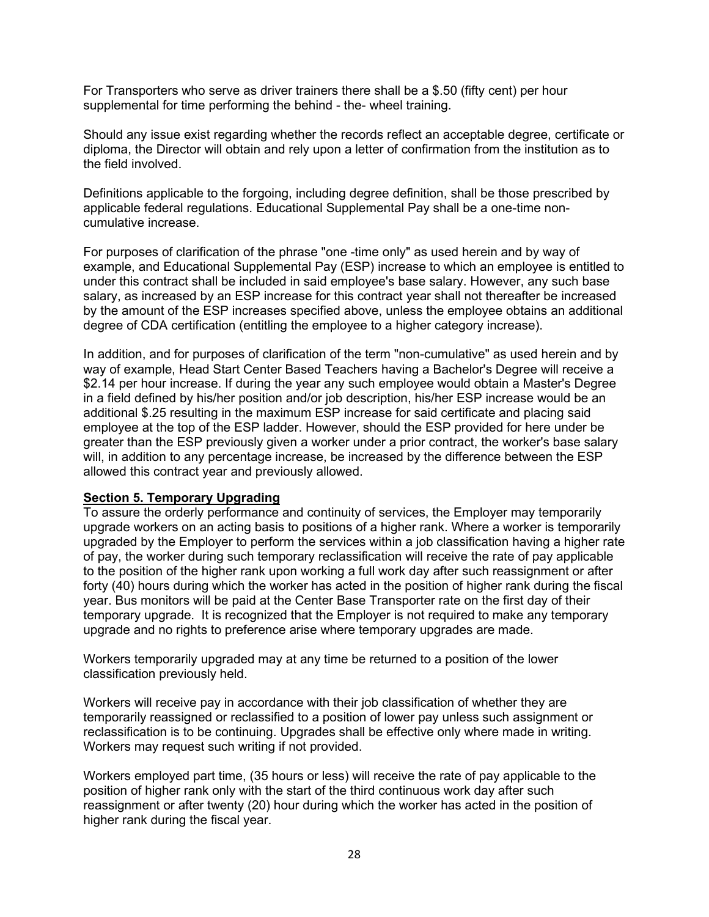For Transporters who serve as driver trainers there shall be a $.50 (fifty cent) per hour supplemental for time performing the behind - the- wheel training.

Should any issue exist regarding whether the records reflect an acceptable degree, certificate or diploma, the Director will obtain and rely upon a letter of confirmation from the institution as to the field involved.

Definitions applicable to the forgoing, including degree definition, shall be those prescribed by applicable federal regulations. Educational Supplemental Pay shall be a one-time non-cumulative increase.

For purposes of clarification of the phrase "one -time only" as used herein and by way of example, and Educational Supplemental Pay (ESP) increase to which an employee is entitled to under this contract shall be included in said employee's base salary. However, any such base salary, as increased by an ESP increase for this contract year shall not thereafter be increased by the amount of the ESP increases specified above, unless the employee obtains an additional degree of CDA certification (entitling the employee to a higher category increase).

In addition, and for purposes of clarification of the term "non-cumulative" as used herein and by way of example, Head Start Center Based Teachers having a Bachelor's Degree will receive a $2.14 per hour increase. If during the year any such employee would obtain a Master's Degree in a field defined by his/her position and/or job description, his/her ESP increase would be an additional $.25 resulting in the maximum ESP increase for said certificate and placing said employee at the top of the ESP ladder. However, should the ESP provided for here under be greater than the ESP previously given a worker under a prior contract, the worker's base salary will, in addition to any percentage increase, be increased by the difference between the ESP allowed this contract year and previously allowed.

**Section 5. Temporary Upgrading**

To assure the orderly performance and continuity of services, the Employer may temporarily upgrade workers on an acting basis to positions of a higher rank. Where a worker is temporarily upgraded by the Employer to perform the services within a job classification having a higher rate of pay, the worker during such temporary reclassification will receive the rate of pay applicable to the position of the higher rank upon working a full work day after such reassignment or after forty (40) hours during which the worker has acted in the position of higher rank during the fiscal year. Bus monitors will be paid at the Center Base Transporter rate on the first day of their temporary upgrade. It is recognized that the Employer is not required to make any temporary upgrade and no rights to preference arise where temporary upgrades are made.

Workers temporarily upgraded may at any time be returned to a position of the lower classification previously held.

Workers will receive pay in accordance with their job classification of whether they are temporarily reassigned or reclassified to a position of lower pay unless such assignment or reclassification is to be continuing. Upgrades shall be effective only where made in writing. Workers may request such writing if not provided.

Workers employed part time, (35 hours or less) will receive the rate of pay applicable to the position of higher rank only with the start of the third continuous work day after such reassignment or after twenty (20) hour during which the worker has acted in the position of higher rank during the fiscal year.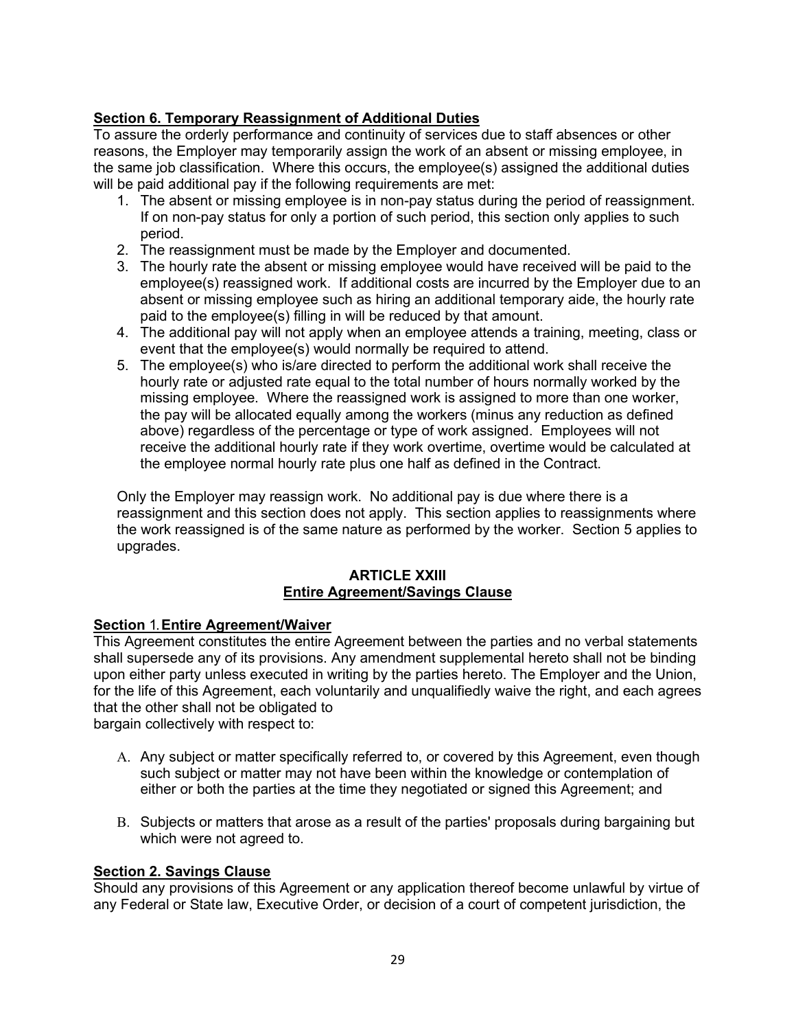**Section 6. Temporary Reassignment of Additional Duties**

To assure the orderly performance and continuity of services due to staff absences or other reasons, the Employer may temporarily assign the work of an absent or missing employee, in the same job classification. Where this occurs, the employee(s) assigned the additional duties will be paid additional pay if the following requirements are met:

1. The absent or missing employee is in non-pay status during the period of reassignment. If on non-pay status for only a portion of such period, this section only applies to such period.
2. The reassignment must be made by the Employer and documented.
3. The hourly rate the absent or missing employee would have received will be paid to the employee(s) reassigned work. If additional costs are incurred by the Employer due to an absent or missing employee such as hiring an additional temporary aide, the hourly rate paid to the employee(s) filling in will be reduced by that amount.
4. The additional pay will not apply when an employee attends a training, meeting, class or event that the employee(s) would normally be required to attend.
5. The employee(s) who is/are directed to perform the additional work shall receive the hourly rate or adjusted rate equal to the total number of hours normally worked by the missing employee. Where the reassigned work is assigned to more than one worker, the pay will be allocated equally among the workers (minus any reduction as defined above) regardless of the percentage or type of work assigned. Employees will not receive the additional hourly rate if they work overtime, overtime would be calculated at the employee normal hourly rate plus one half as defined in the Contract.

Only the Employer may reassign work. No additional pay is due where there is a reassignment and this section does not apply. This section applies to reassignments where the work reassigned is of the same nature as performed by the worker. Section 5 applies to upgrades.

## ARTICLE XXIII
## Entire Agreement/Savings Clause

**Section 1. Entire Agreement/Waiver**

This Agreement constitutes the entire Agreement between the parties and no verbal statements shall supersede any of its provisions. Any amendment supplemental hereto shall not be binding upon either party unless executed in writing by the parties hereto. The Employer and the Union, for the life of this Agreement, each voluntarily and unqualifiedly waive the right, and each agrees that the other shall not be obligated to bargain collectively with respect to:

A. Any subject or matter specifically referred to, or covered by this Agreement, even though such subject or matter may not have been within the knowledge or contemplation of either or both the parties at the time they negotiated or signed this Agreement; and

B. Subjects or matters that arose as a result of the parties' proposals during bargaining but which were not agreed to.

**Section 2. Savings Clause**

Should any provisions of this Agreement or any application thereof become unlawful by virtue of any Federal or State law, Executive Order, or decision of a court of competent jurisdiction, the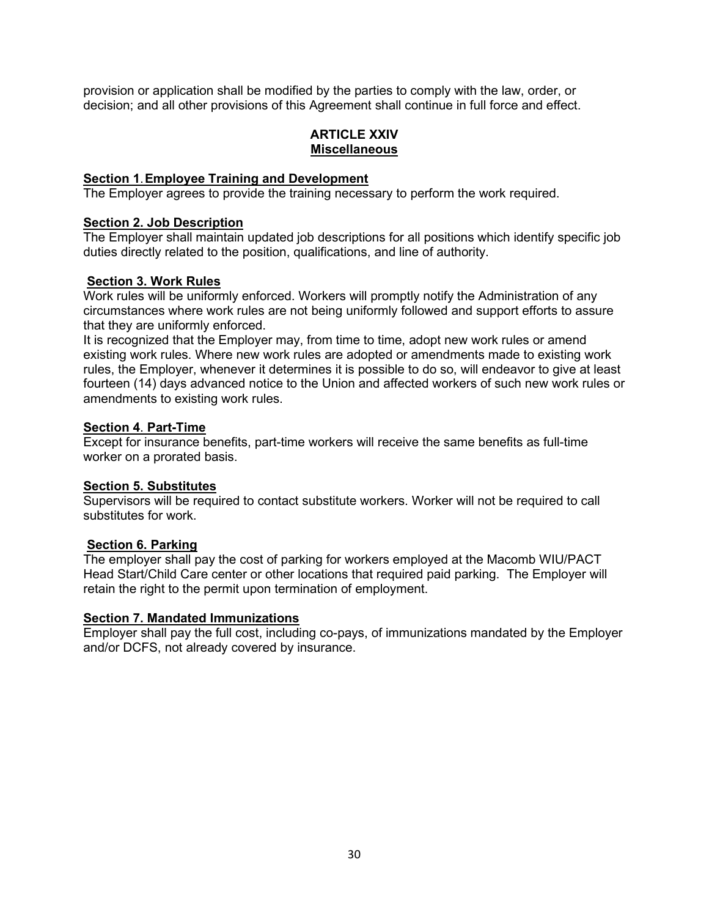provision or application shall be modified by the parties to comply with the law, order, or decision; and all other provisions of this Agreement shall continue in full force and effect.

## ARTICLE XXIV
## Miscellaneous

### Section 1. Employee Training and Development

The Employer agrees to provide the training necessary to perform the work required.

### Section 2. Job Description

The Employer shall maintain updated job descriptions for all positions which identify specific job duties directly related to the position, qualifications, and line of authority.

### Section 3. Work Rules

Work rules will be uniformly enforced. Workers will promptly notify the Administration of any circumstances where work rules are not being uniformly followed and support efforts to assure that they are uniformly enforced.

It is recognized that the Employer may, from time to time, adopt new work rules or amend existing work rules. Where new work rules are adopted or amendments made to existing work rules, the Employer, whenever it determines it is possible to do so, will endeavor to give at least fourteen (14) days advanced notice to the Union and affected workers of such new work rules or amendments to existing work rules.

### Section 4. Part-Time

Except for insurance benefits, part-time workers will receive the same benefits as full-time worker on a prorated basis.

### Section 5. Substitutes

Supervisors will be required to contact substitute workers. Worker will not be required to call substitutes for work.

### Section 6. Parking

The employer shall pay the cost of parking for workers employed at the Macomb WIU/PACT Head Start/Child Care center or other locations that required paid parking. The Employer will retain the right to the permit upon termination of employment.

### Section 7. Mandated Immunizations

Employer shall pay the full cost, including co-pays, of immunizations mandated by the Employer and/or DCFS, not already covered by insurance.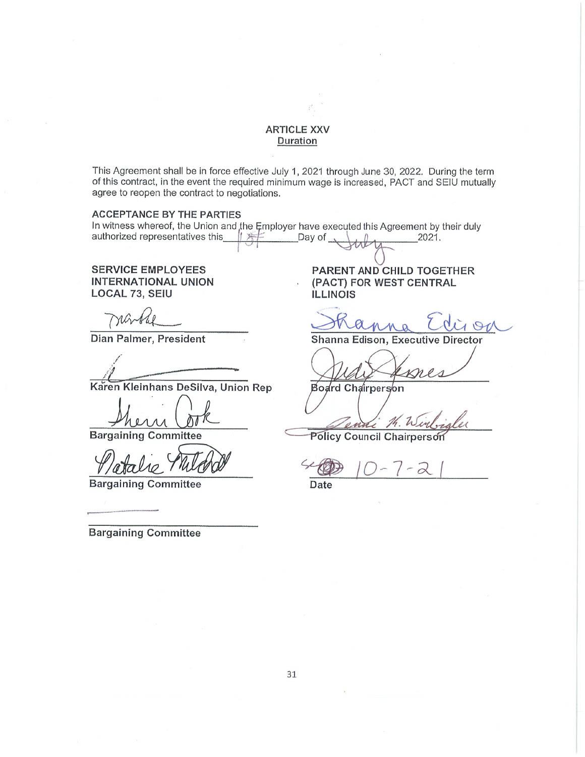## ARTICLE XXV
### Duration

This Agreement shall be in force effective July 1, 2021 through June 30, 2022. During the term of this contract, in the event the required minimum wage is increased, PACT and SEIU mutually agree to reopen the contract to negotiations.

**ACCEPTANCE BY THE PARTIES**

In witness whereof, the Union and the Employer have executed this Agreement by their duly authorized representatives this 1st Day of July 2021.

**SERVICE EMPLOYEES INTERNATIONAL UNION LOCAL 73, SEIU**

Dian Palmer, President

Karen Kleinhans DeSilva, Union Rep

Bargaining Committee

Bargaining Committee

Bargaining Committee

**PARENT AND CHILD TOGETHER (PACT) FOR WEST CENTRAL ILLINOIS**

Shanna Edison, Executive Director

Board Chairperson

Policy Council Chairperson

10-7-21

Date